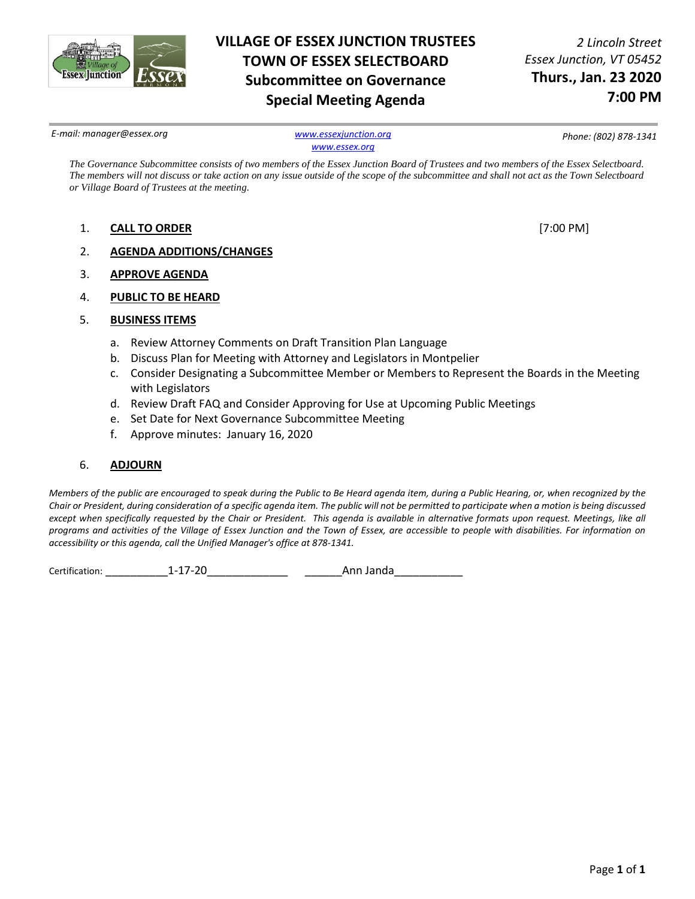# VILLAGE OF ESSEX JUNCTION TRUSTEES
# TOWN OF ESSEX SELECTBOARD
## Subcommittee on Governance
## Special Meeting Agenda

*2 Lincoln Street*
*Essex Junction, VT 05452*
**Thurs., Jan. 23 2020**
**7:00 PM**

*E-mail: manager@essex.org* | [www.essexjunction.org](www.essexjunction.org) | [www.essex.org](www.essex.org) | *Phone: (802) 878-1341*

*The Governance Subcommittee consists of two members of the Essex Junction Board of Trustees and two members of the Essex Selectboard. The members will not discuss or take action on any issue outside of the scope of the subcommittee and shall not act as the Town Selectboard or Village Board of Trustees at the meeting.*

1. **CALL TO ORDER** [7:00 PM]
2. **AGENDA ADDITIONS/CHANGES**
3. **APPROVE AGENDA**
4. **PUBLIC TO BE HEARD**
5. **BUSINESS ITEMS**
   a. Review Attorney Comments on Draft Transition Plan Language
   b. Discuss Plan for Meeting with Attorney and Legislators in Montpelier
   c. Consider Designating a Subcommittee Member or Members to Represent the Boards in the Meeting with Legislators
   d. Review Draft FAQ and Consider Approving for Use at Upcoming Public Meetings
   e. Set Date for Next Governance Subcommittee Meeting
   f. Approve minutes: January 16, 2020
6. **ADJOURN**

*Members of the public are encouraged to speak during the Public to Be Heard agenda item, during a Public Hearing, or, when recognized by the Chair or President, during consideration of a specific agenda item. The public will not be permitted to participate when a motion is being discussed except when specifically requested by the Chair or President. This agenda is available in alternative formats upon request. Meetings, like all programs and activities of the Village of Essex Junction and the Town of Essex, are accessible to people with disabilities. For information on accessibility or this agenda, call the Unified Manager's office at 878-1341.*

Certification: ___________1-17-20______________ ______Ann Janda___________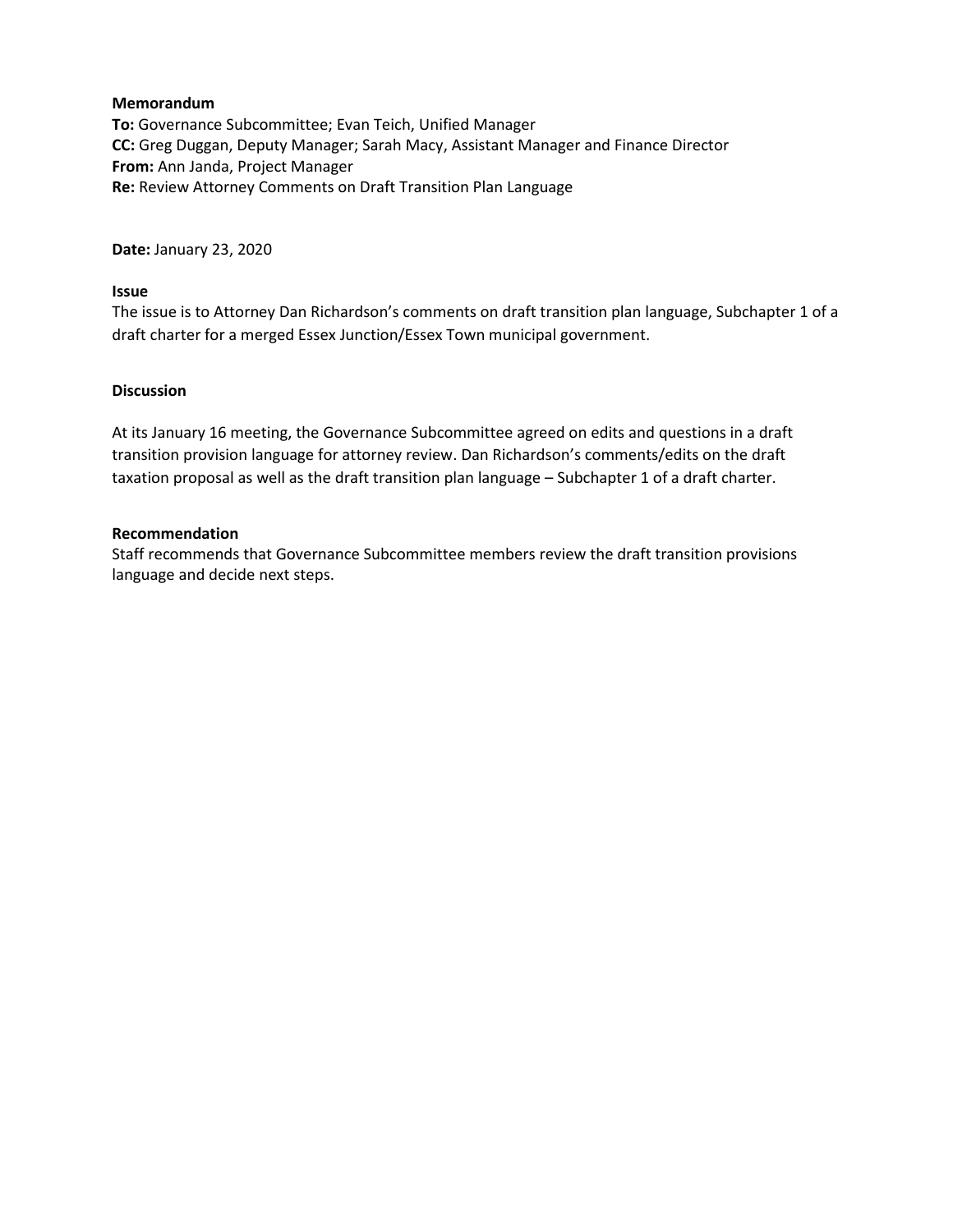**Memorandum**

**To:** Governance Subcommittee; Evan Teich, Unified Manager
**CC:** Greg Duggan, Deputy Manager; Sarah Macy, Assistant Manager and Finance Director
**From:** Ann Janda, Project Manager
**Re:** Review Attorney Comments on Draft Transition Plan Language

**Date:** January 23, 2020

**Issue**

The issue is to Attorney Dan Richardson's comments on draft transition plan language, Subchapter 1 of a draft charter for a merged Essex Junction/Essex Town municipal government.

**Discussion**

At its January 16 meeting, the Governance Subcommittee agreed on edits and questions in a draft transition provision language for attorney review. Dan Richardson's comments/edits on the draft taxation proposal as well as the draft transition plan language – Subchapter 1 of a draft charter.

**Recommendation**

Staff recommends that Governance Subcommittee members review the draft transition provisions language and decide next steps.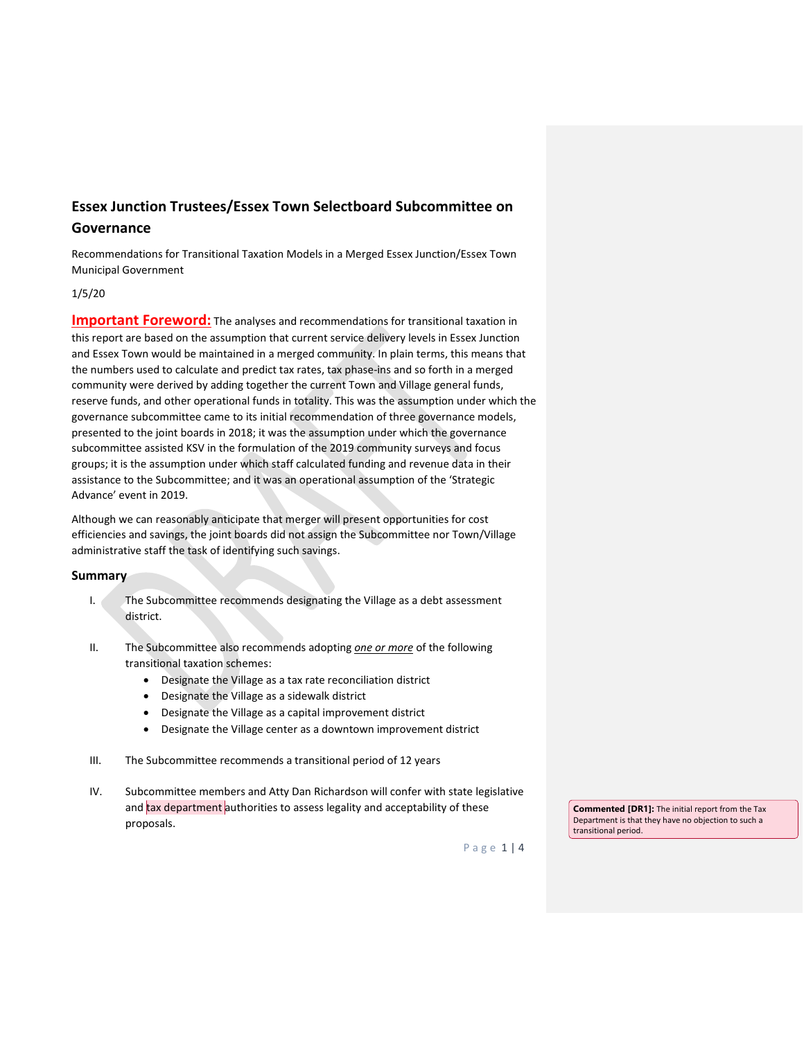# Essex Junction Trustees/Essex Town Selectboard Subcommittee on Governance

Recommendations for Transitional Taxation Models in a Merged Essex Junction/Essex Town Municipal Government

1/5/20

**Important Foreword:** The analyses and recommendations for transitional taxation in this report are based on the assumption that current service delivery levels in Essex Junction and Essex Town would be maintained in a merged community. In plain terms, this means that the numbers used to calculate and predict tax rates, tax phase-ins and so forth in a merged community were derived by adding together the current Town and Village general funds, reserve funds, and other operational funds in totality. This was the assumption under which the governance subcommittee came to its initial recommendation of three governance models, presented to the joint boards in 2018; it was the assumption under which the governance subcommittee assisted KSV in the formulation of the 2019 community surveys and focus groups; it is the assumption under which staff calculated funding and revenue data in their assistance to the Subcommittee; and it was an operational assumption of the 'Strategic Advance' event in 2019.

Although we can reasonably anticipate that merger will present opportunities for cost efficiencies and savings, the joint boards did not assign the Subcommittee nor Town/Village administrative staff the task of identifying such savings.

## Summary

I. The Subcommittee recommends designating the Village as a debt assessment district.

II. The Subcommittee also recommends adopting *one or more* of the following transitional taxation schemes:
   - Designate the Village as a tax rate reconciliation district
   - Designate the Village as a sidewalk district
   - Designate the Village as a capital improvement district
   - Designate the Village center as a downtown improvement district

III. The Subcommittee recommends a transitional period of 12 years

IV. Subcommittee members and Atty Dan Richardson will confer with state legislative and tax department authorities to assess legality and acceptability of these proposals.

**Commented [DR1]:** The initial report from the Tax Department is that they have no objection to such a transitional period.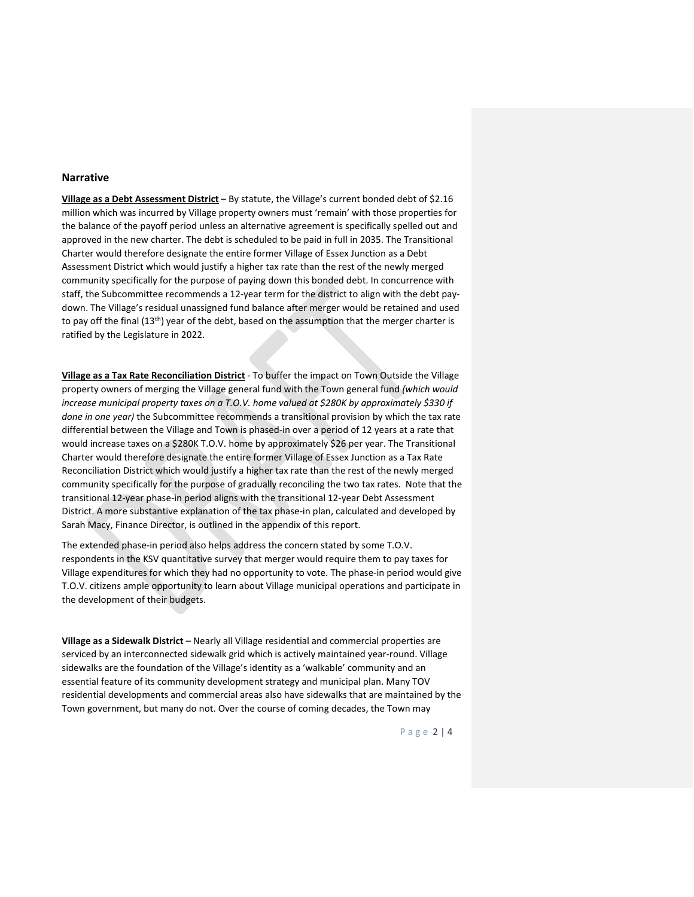## Narrative

**Village as a Debt Assessment District** – By statute, the Village's current bonded debt of $2.16 million which was incurred by Village property owners must 'remain' with those properties for the balance of the payoff period unless an alternative agreement is specifically spelled out and approved in the new charter. The debt is scheduled to be paid in full in 2035. The Transitional Charter would therefore designate the entire former Village of Essex Junction as a Debt Assessment District which would justify a higher tax rate than the rest of the newly merged community specifically for the purpose of paying down this bonded debt. In concurrence with staff, the Subcommittee recommends a 12-year term for the district to align with the debt pay-down. The Village's residual unassigned fund balance after merger would be retained and used to pay off the final (13th) year of the debt, based on the assumption that the merger charter is ratified by the Legislature in 2022.

**Village as a Tax Rate Reconciliation District** - To buffer the impact on Town Outside the Village property owners of merging the Village general fund with the Town general fund *(which would increase municipal property taxes on a T.O.V. home valued at $280K by approximately $330 if done in one year)* the Subcommittee recommends a transitional provision by which the tax rate differential between the Village and Town is phased-in over a period of 12 years at a rate that would increase taxes on a $280K T.O.V. home by approximately $26 per year. The Transitional Charter would therefore designate the entire former Village of Essex Junction as a Tax Rate Reconciliation District which would justify a higher tax rate than the rest of the newly merged community specifically for the purpose of gradually reconciling the two tax rates. Note that the transitional 12-year phase-in period aligns with the transitional 12-year Debt Assessment District. A more substantive explanation of the tax phase-in plan, calculated and developed by Sarah Macy, Finance Director, is outlined in the appendix of this report.

The extended phase-in period also helps address the concern stated by some T.O.V. respondents in the KSV quantitative survey that merger would require them to pay taxes for Village expenditures for which they had no opportunity to vote. The phase-in period would give T.O.V. citizens ample opportunity to learn about Village municipal operations and participate in the development of their budgets.

**Village as a Sidewalk District** – Nearly all Village residential and commercial properties are serviced by an interconnected sidewalk grid which is actively maintained year-round. Village sidewalks are the foundation of the Village's identity as a 'walkable' community and an essential feature of its community development strategy and municipal plan. Many TOV residential developments and commercial areas also have sidewalks that are maintained by the Town government, but many do not. Over the course of coming decades, the Town may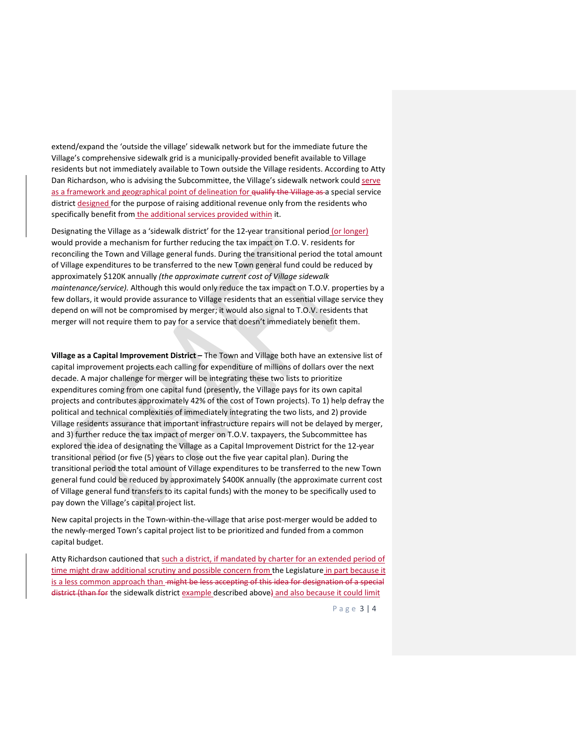extend/expand the 'outside the village' sidewalk network but for the immediate future the Village's comprehensive sidewalk grid is a municipally-provided benefit available to Village residents but not immediately available to Town outside the Village residents. According to Atty Dan Richardson, who is advising the Subcommittee, the Village's sidewalk network could serve as a framework and geographical point of delineation for ~~qualify the Village as~~ a special service district designed for the purpose of raising additional revenue only from the residents who specifically benefit from the additional services provided within it.

Designating the Village as a 'sidewalk district' for the 12-year transitional period (or longer) would provide a mechanism for further reducing the tax impact on T.O. V. residents for reconciling the Town and Village general funds. During the transitional period the total amount of Village expenditures to be transferred to the new Town general fund could be reduced by approximately $120K annually *(the approximate current cost of Village sidewalk maintenance/service).* Although this would only reduce the tax impact on T.O.V. properties by a few dollars, it would provide assurance to Village residents that an essential village service they depend on will not be compromised by merger; it would also signal to T.O.V. residents that merger will not require them to pay for a service that doesn't immediately benefit them.

**Village as a Capital Improvement District –** The Town and Village both have an extensive list of capital improvement projects each calling for expenditure of millions of dollars over the next decade. A major challenge for merger will be integrating these two lists to prioritize expenditures coming from one capital fund (presently, the Village pays for its own capital projects and contributes approximately 42% of the cost of Town projects). To 1) help defray the political and technical complexities of immediately integrating the two lists, and 2) provide Village residents assurance that important infrastructure repairs will not be delayed by merger, and 3) further reduce the tax impact of merger on T.O.V. taxpayers, the Subcommittee has explored the idea of designating the Village as a Capital Improvement District for the 12-year transitional period (or five (5) years to close out the five year capital plan). During the transitional period the total amount of Village expenditures to be transferred to the new Town general fund could be reduced by approximately $400K annually (the approximate current cost of Village general fund transfers to its capital funds) with the money to be specifically used to pay down the Village's capital project list.

New capital projects in the Town-within-the-village that arise post-merger would be added to the newly-merged Town's capital project list to be prioritized and funded from a common capital budget.

Atty Richardson cautioned that such a district, if mandated by charter for an extended period of time might draw additional scrutiny and possible concern from the Legislature in part because it is a less common approach than ~~might be less accepting of this idea for designation of a special district (than for~~ the sidewalk district example described above~~)~~ and also because it could limit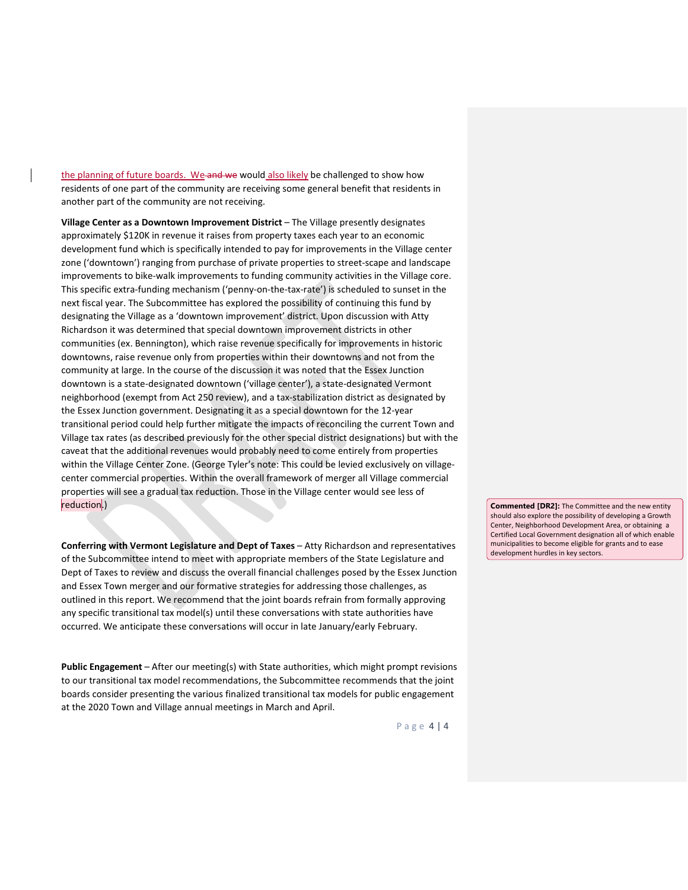the planning of future boards. We would also likely be challenged to show how residents of one part of the community are receiving some general benefit that residents in another part of the community are not receiving.

**Village Center as a Downtown Improvement District** – The Village presently designates approximately $120K in revenue it raises from property taxes each year to an economic development fund which is specifically intended to pay for improvements in the Village center zone ('downtown') ranging from purchase of private properties to street-scape and landscape improvements to bike-walk improvements to funding community activities in the Village core. This specific extra-funding mechanism ('penny-on-the-tax-rate') is scheduled to sunset in the next fiscal year. The Subcommittee has explored the possibility of continuing this fund by designating the Village as a 'downtown improvement' district. Upon discussion with Atty Richardson it was determined that special downtown improvement districts in other communities (ex. Bennington), which raise revenue specifically for improvements in historic downtowns, raise revenue only from properties within their downtowns and not from the community at large. In the course of the discussion it was noted that the Essex Junction downtown is a state-designated downtown ('village center'), a state-designated Vermont neighborhood (exempt from Act 250 review), and a tax-stabilization district as designated by the Essex Junction government. Designating it as a special downtown for the 12-year transitional period could help further mitigate the impacts of reconciling the current Town and Village tax rates (as described previously for the other special district designations) but with the caveat that the additional revenues would probably need to come entirely from properties within the Village Center Zone. (George Tyler's note: This could be levied exclusively on village-center commercial properties. Within the overall framework of merger all Village commercial properties will see a gradual tax reduction. Those in the Village center would see less of reduction.)

**Commented [DR2]:** The Committee and the new entity should also explore the possibility of developing a Growth Center, Neighborhood Development Area, or obtaining a Certified Local Government designation all of which enable municipalities to become eligible for grants and to ease development hurdles in key sectors.

**Conferring with Vermont Legislature and Dept of Taxes** – Atty Richardson and representatives of the Subcommittee intend to meet with appropriate members of the State Legislature and Dept of Taxes to review and discuss the overall financial challenges posed by the Essex Junction and Essex Town merger and our formative strategies for addressing those challenges, as outlined in this report. We recommend that the joint boards refrain from formally approving any specific transitional tax model(s) until these conversations with state authorities have occurred. We anticipate these conversations will occur in late January/early February.

**Public Engagement** – After our meeting(s) with State authorities, which might prompt revisions to our transitional tax model recommendations, the Subcommittee recommends that the joint boards consider presenting the various finalized transitional tax models for public engagement at the 2020 Town and Village annual meetings in March and April.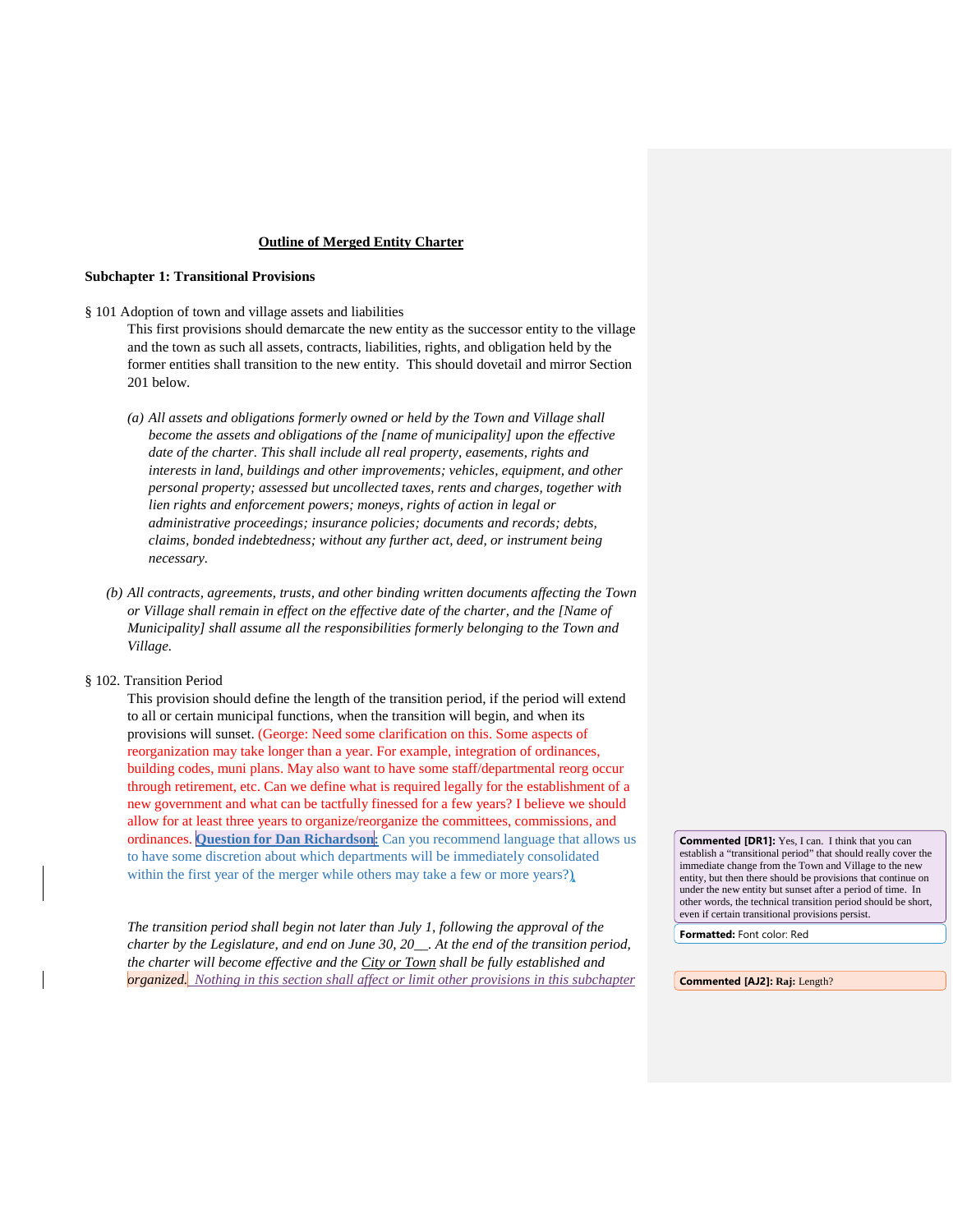**Outline of Merged Entity Charter**

**Subchapter 1: Transitional Provisions**

§ 101 Adoption of town and village assets and liabilities

This first provisions should demarcate the new entity as the successor entity to the village and the town as such all assets, contracts, liabilities, rights, and obligation held by the former entities shall transition to the new entity. This should dovetail and mirror Section 201 below.

*(a) All assets and obligations formerly owned or held by the Town and Village shall become the assets and obligations of the [name of municipality] upon the effective date of the charter. This shall include all real property, easements, rights and interests in land, buildings and other improvements; vehicles, equipment, and other personal property; assessed but uncollected taxes, rents and charges, together with lien rights and enforcement powers; moneys, rights of action in legal or administrative proceedings; insurance policies; documents and records; debts, claims, bonded indebtedness; without any further act, deed, or instrument being necessary.*

*(b) All contracts, agreements, trusts, and other binding written documents affecting the Town or Village shall remain in effect on the effective date of the charter, and the [Name of Municipality] shall assume all the responsibilities formerly belonging to the Town and Village.*

§ 102. Transition Period

This provision should define the length of the transition period, if the period will extend to all or certain municipal functions, when the transition will begin, and when its provisions will sunset. (George: Need some clarification on this. Some aspects of reorganization may take longer than a year. For example, integration of ordinances, building codes, muni plans. May also want to have some staff/departmental reorg occur through retirement, etc. Can we define what is required legally for the establishment of a new government and what can be tactfully finessed for a few years? I believe we should allow for at least three years to organize/reorganize the committees, commissions, and ordinances. **Question for Dan Richardson**: Can you recommend language that allows us to have some discretion about which departments will be immediately consolidated within the first year of the merger while others may take a few or more years?)

*The transition period shall begin not later than July 1, following the approval of the charter by the Legislature, and end on June 30, 20__. At the end of the transition period, the charter will become effective and the City or Town shall be fully established and organized. Nothing in this section shall affect or limit other provisions in this subchapter*

> **Commented [DR1]:** Yes, I can. I think that you can establish a "transitional period" that should really cover the immediate change from the Town and Village to the new entity, but then there should be provisions that continue on under the new entity but sunset after a period of time. In other words, the technical transition period should be short, even if certain transitional provisions persist.

> **Formatted:** Font color: Red

> **Commented [AJ2]:** Raj: Length?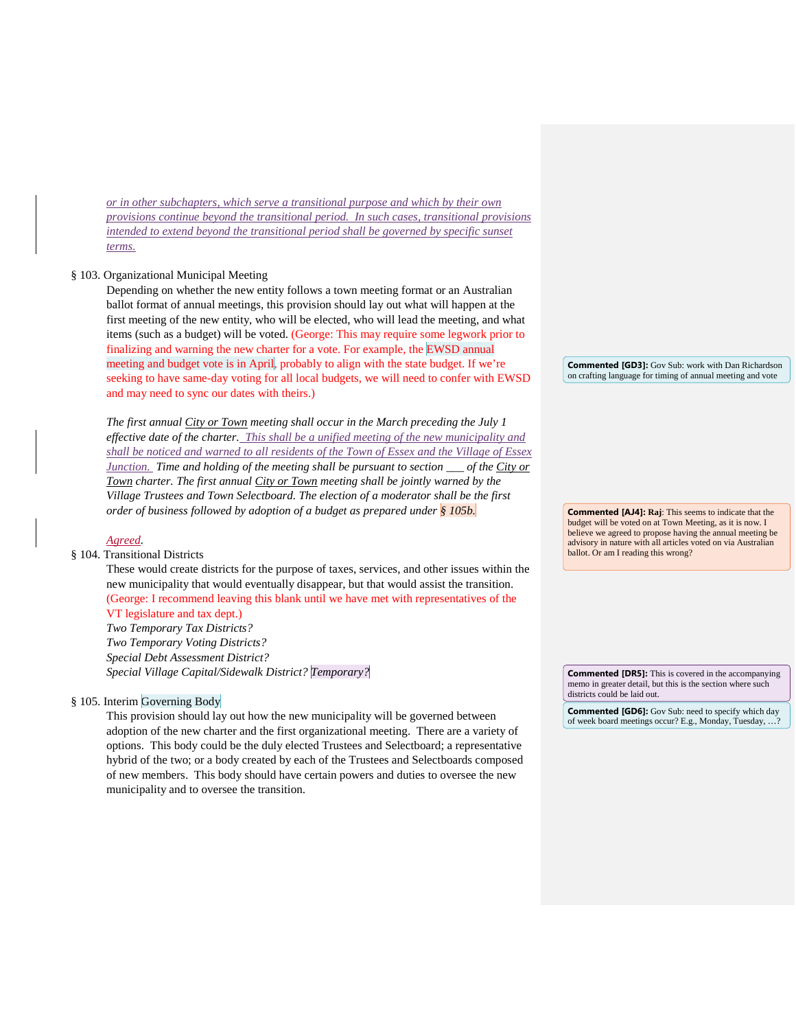*or in other subchapters, which serve a transitional purpose and which by their own provisions continue beyond the transitional period. In such cases, transitional provisions intended to extend beyond the transitional period shall be governed by specific sunset terms.*

§ 103. Organizational Municipal Meeting

Depending on whether the new entity follows a town meeting format or an Australian ballot format of annual meetings, this provision should lay out what will happen at the first meeting of the new entity, who will be elected, who will lead the meeting, and what items (such as a budget) will be voted. (George: This may require some legwork prior to finalizing and warning the new charter for a vote. For example, the EWSD annual meeting and budget vote is in April, probably to align with the state budget. If we're seeking to have same-day voting for all local budgets, we will need to confer with EWSD and may need to sync our dates with theirs.)

*The first annual City or Town meeting shall occur in the March preceding the July 1 effective date of the charter. This shall be a unified meeting of the new municipality and shall be noticed and warned to all residents of the Town of Essex and the Village of Essex Junction. Time and holding of the meeting shall be pursuant to section ___ of the City or Town charter. The first annual City or Town meeting shall be jointly warned by the Village Trustees and Town Selectboard. The election of a moderator shall be the first order of business followed by adoption of a budget as prepared under § 105b.*

*Agreed.*

§ 104. Transitional Districts

These would create districts for the purpose of taxes, services, and other issues within the new municipality that would eventually disappear, but that would assist the transition. (George: I recommend leaving this blank until we have met with representatives of the VT legislature and tax dept.)

*Two Temporary Tax Districts?*
*Two Temporary Voting Districts?*
*Special Debt Assessment District?*
*Special Village Capital/Sidewalk District? Temporary?*

§ 105. Interim Governing Body

This provision should lay out how the new municipality will be governed between adoption of the new charter and the first organizational meeting. There are a variety of options. This body could be the duly elected Trustees and Selectboard; a representative hybrid of the two; or a body created by each of the Trustees and Selectboards composed of new members. This body should have certain powers and duties to oversee the new municipality and to oversee the transition.

**Commented [GD3]:** Gov Sub: work with Dan Richardson on crafting language for timing of annual meeting and vote

**Commented [AJ4]: Raj**: This seems to indicate that the budget will be voted on at Town Meeting, as it is now. I believe we agreed to propose having the annual meeting be advisory in nature with all articles voted on via Australian ballot. Or am I reading this wrong?

**Commented [DR5]:** This is covered in the accompanying memo in greater detail, but this is the section where such districts could be laid out.

**Commented [GD6]:** Gov Sub: need to specify which day of week board meetings occur? E.g., Monday, Tuesday, …?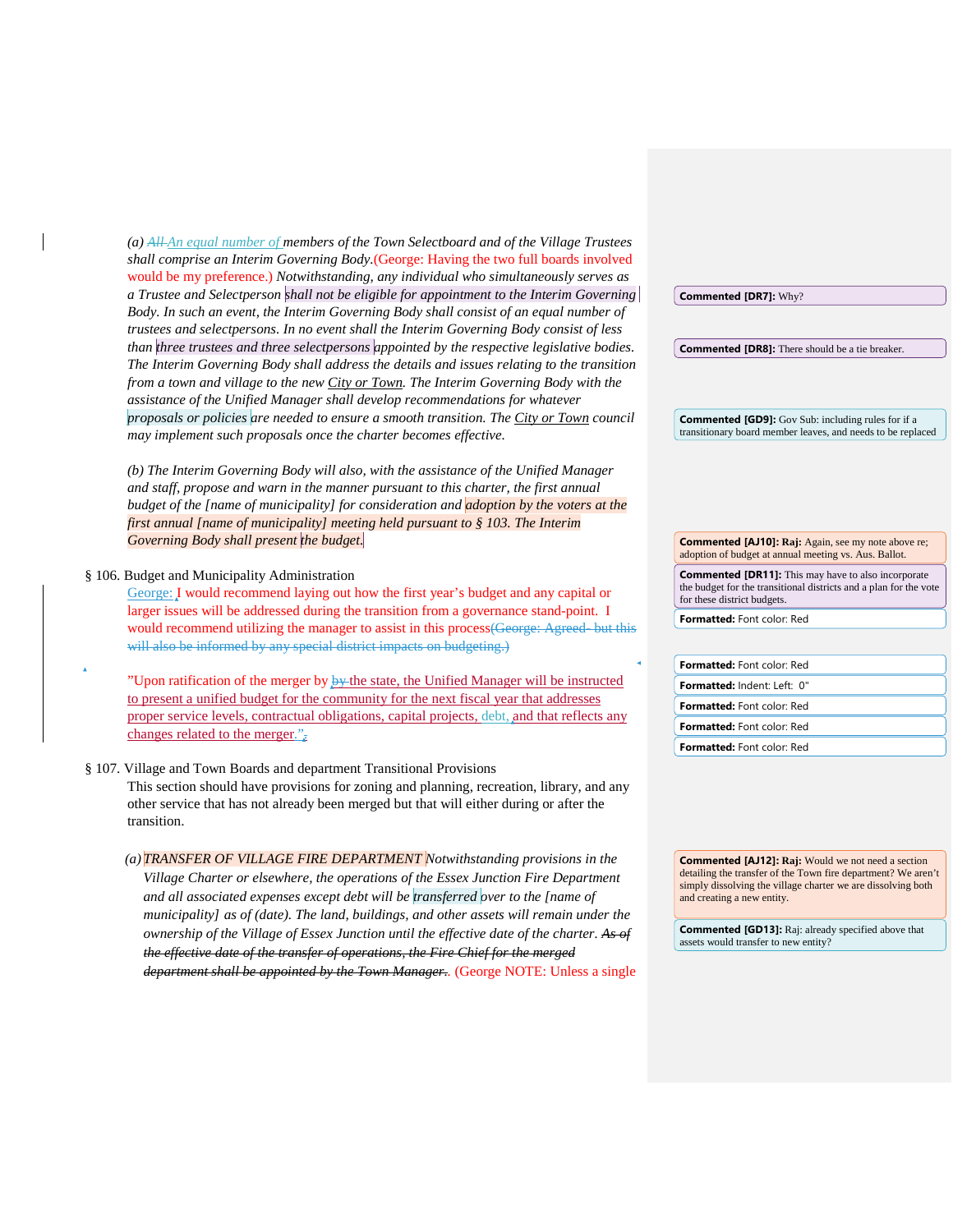(a) ~~All~~ An equal number of members of the Town Selectboard and of the Village Trustees shall comprise an Interim Governing Body.(George: Having the two full boards involved would be my preference.) Notwithstanding, any individual who simultaneously serves as a Trustee and Selectperson shall not be eligible for appointment to the Interim Governing Body. In such an event, the Interim Governing Body shall consist of an equal number of trustees and selectpersons. In no event shall the Interim Governing Body consist of less than three trustees and three selectpersons appointed by the respective legislative bodies. The Interim Governing Body shall address the details and issues relating to the transition from a town and village to the new City or Town. The Interim Governing Body with the assistance of the Unified Manager shall develop recommendations for whatever proposals or policies are needed to ensure a smooth transition. The City or Town council may implement such proposals once the charter becomes effective.

(b) The Interim Governing Body will also, with the assistance of the Unified Manager and staff, propose and warn in the manner pursuant to this charter, the first annual budget of the [name of municipality] for consideration and adoption by the voters at the first annual [name of municipality] meeting held pursuant to § 103. The Interim Governing Body shall present the budget.

§ 106. Budget and Municipality Administration

George: I would recommend laying out how the first year's budget and any capital or larger issues will be addressed during the transition from a governance stand-point. I would recommend utilizing the manager to assist in this process~~(George: Agreed- but this will also be informed by any special district impacts on budgeting.)~~

"Upon ratification of the merger by ~~by~~ the state, the Unified Manager will be instructed to present a unified budget for the community for the next fiscal year that addresses proper service levels, contractual obligations, capital projects, debt, and that reflects any changes related to the merger.".

§ 107. Village and Town Boards and department Transitional Provisions

This section should have provisions for zoning and planning, recreation, library, and any other service that has not already been merged but that will either during or after the transition.

(a) TRANSFER OF VILLAGE FIRE DEPARTMENT Notwithstanding provisions in the Village Charter or elsewhere, the operations of the Essex Junction Fire Department and all associated expenses except debt will be transferred over to the [name of municipality] as of (date). The land, buildings, and other assets will remain under the ownership of the Village of Essex Junction until the effective date of the charter. ~~As of the effective date of the transfer of operations, the Fire Chief for the merged department shall be appointed by the Town Manager.~~. (George NOTE: Unless a single

**Commented [DR7]:** Why?

**Commented [DR8]:** There should be a tie breaker.

**Commented [GD9]:** Gov Sub: including rules for if a transitionary board member leaves, and needs to be replaced

**Commented [AJ10]: Raj:** Again, see my note above re; adoption of budget at annual meeting vs. Aus. Ballot.

**Commented [DR11]:** This may have to also incorporate the budget for the transitional districts and a plan for the vote for these district budgets.

**Commented [AJ12]: Raj:** Would we not need a section detailing the transfer of the Town fire department? We aren't simply dissolving the village charter we are dissolving both and creating a new entity.

**Commented [GD13]:** Raj: already specified above that assets would transfer to new entity?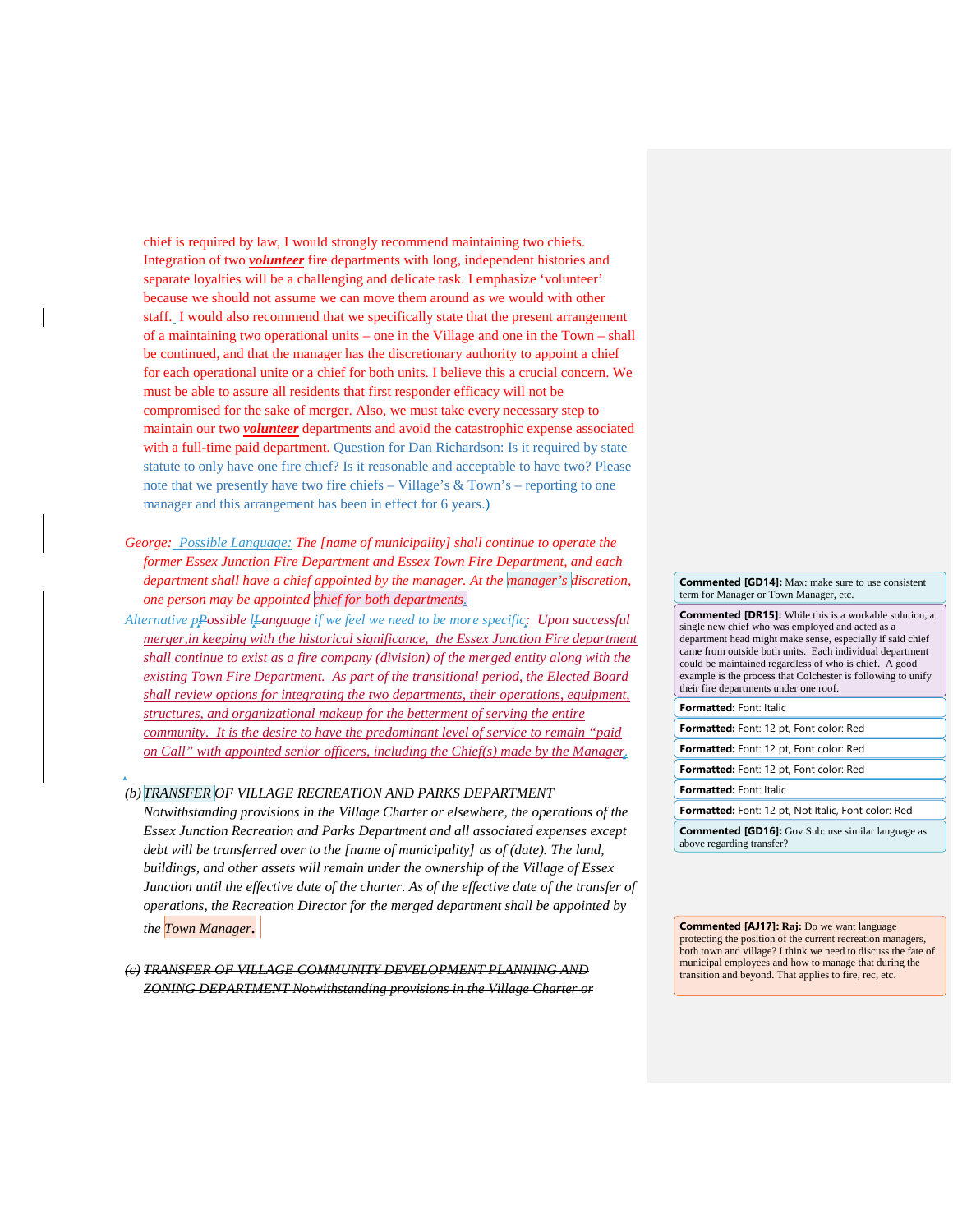chief is required by law, I would strongly recommend maintaining two chiefs. Integration of two ***volunteer*** fire departments with long, independent histories and separate loyalties will be a challenging and delicate task. I emphasize 'volunteer' because we should not assume we can move them around as we would with other staff. I would also recommend that we specifically state that the present arrangement of a maintaining two operational units – one in the Village and one in the Town – shall be continued, and that the manager has the discretionary authority to appoint a chief for each operational unite or a chief for both units. I believe this a crucial concern. We must be able to assure all residents that first responder efficacy will not be compromised for the sake of merger. Also, we must take every necessary step to maintain our two ***volunteer*** departments and avoid the catastrophic expense associated with a full-time paid department. Question for Dan Richardson: Is it required by state statute to only have one fire chief? Is it reasonable and acceptable to have two? Please note that we presently have two fire chiefs – Village's & Town's – reporting to one manager and this arrangement has been in effect for 6 years.)

*George: Possible Language: The [name of municipality] shall continue to operate the former Essex Junction Fire Department and Essex Town Fire Department, and each department shall have a chief appointed by the manager. At the manager's discretion, one person may be appointed chief for both departments.*

*Alternative Possible Language if we feel we need to be more specific: Upon successful merger, in keeping with the historical significance, the Essex Junction Fire department shall continue to exist as a fire company (division) of the merged entity along with the existing Town Fire Department. As part of the transitional period, the Elected Board shall review options for integrating the two departments, their operations, equipment, structures, and organizational makeup for the betterment of serving the entire community. It is the desire to have the predominant level of service to remain "paid on Call" with appointed senior officers, including the Chief(s) made by the Manager.*

*(b) TRANSFER OF VILLAGE RECREATION AND PARKS DEPARTMENT Notwithstanding provisions in the Village Charter or elsewhere, the operations of the Essex Junction Recreation and Parks Department and all associated expenses except debt will be transferred over to the [name of municipality] as of (date). The land, buildings, and other assets will remain under the ownership of the Village of Essex Junction until the effective date of the charter. As of the effective date of the transfer of operations, the Recreation Director for the merged department shall be appointed by the Town Manager.*

*~~(c) TRANSFER OF VILLAGE COMMUNITY DEVELOPMENT PLANNING AND ZONING DEPARTMENT Notwithstanding provisions in the Village Charter or~~*

**Commented [GD14]:** Max: make sure to use consistent term for Manager or Town Manager, etc.

**Commented [DR15]:** While this is a workable solution, a single new chief who was employed and acted as a department head might make sense, especially if said chief came from outside both units. Each individual department could be maintained regardless of who is chief. A good example is the process that Colchester is following to unify their fire departments under one roof.

**Commented [GD16]:** Gov Sub: use similar language as above regarding transfer?

**Commented [AJ17]:** Raj: Do we want language protecting the position of the current recreation managers, both town and village? I think we need to discuss the fate of municipal employees and how to manage that during the transition and beyond. That applies to fire, rec, etc.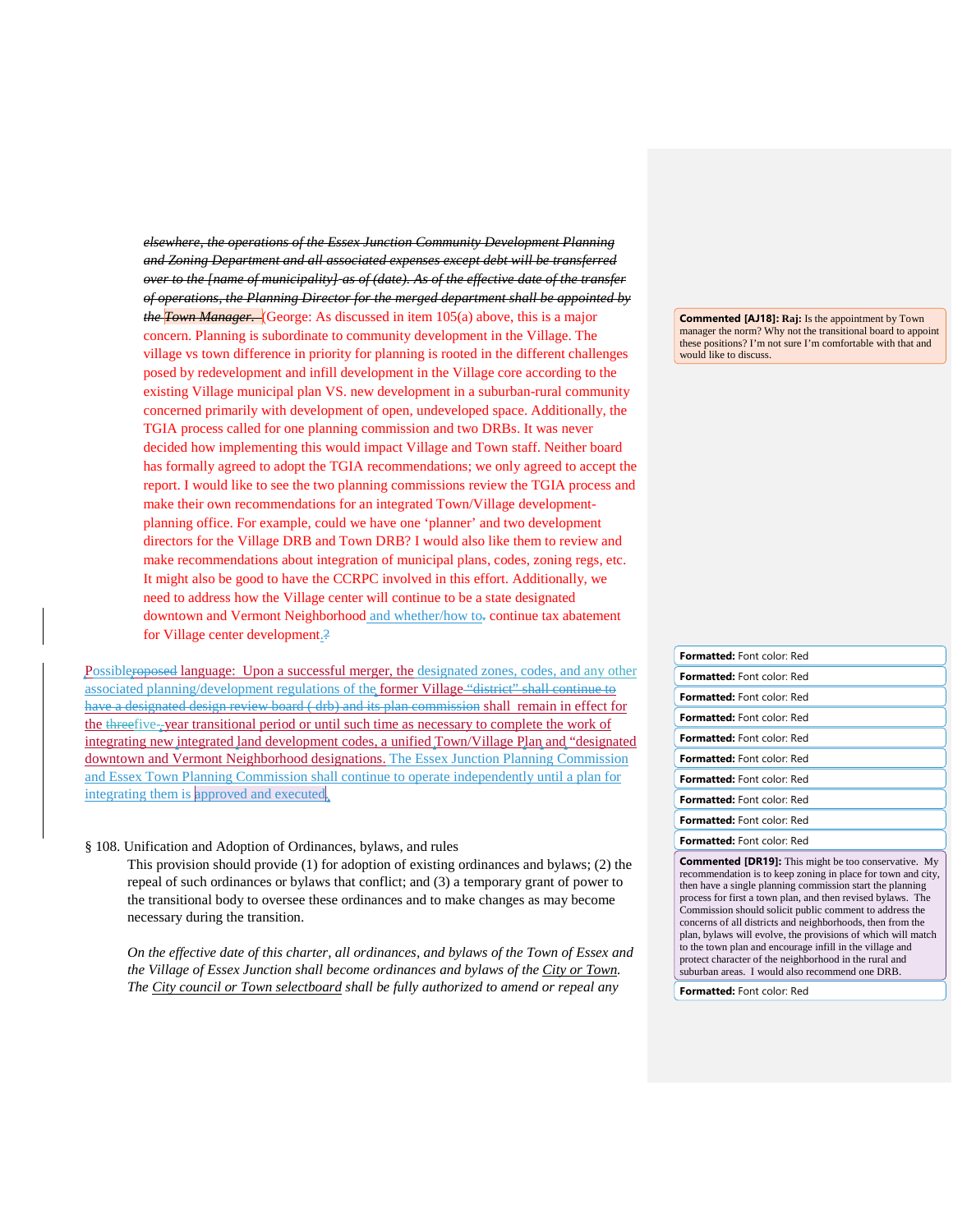~~*elsewhere, the operations of the Essex Junction Community Development Planning and Zoning Department and all associated expenses except debt will be transferred over to the [name of municipality] as of (date). As of the effective date of the transfer of operations, the Planning Director for the merged department shall be appointed by the Town Manager.*~~ (George: As discussed in item 105(a) above, this is a major concern. Planning is subordinate to community development in the Village. The village vs town difference in priority for planning is rooted in the different challenges posed by redevelopment and infill development in the Village core according to the existing Village municipal plan VS. new development in a suburban-rural community concerned primarily with development of open, undeveloped space. Additionally, the TGIA process called for one planning commission and two DRBs. It was never decided how implementing this would impact Village and Town staff. Neither board has formally agreed to adopt the TGIA recommendations; we only agreed to accept the report. I would like to see the two planning commissions review the TGIA process and make their own recommendations for an integrated Town/Village development-planning office. For example, could we have one 'planner' and two development directors for the Village DRB and Town DRB? I would also like them to review and make recommendations about integration of municipal plans, codes, zoning regs, etc. It might also be good to have the CCRPC involved in this effort. Additionally, we need to address how the Village center will continue to be a state designated downtown and Vermont Neighborhood and whether/how to~~.~~ continue tax abatement for Village center development.?

Possible~~roposed~~ language: Upon a successful merger, the designated zones, codes, and any other associated planning/development regulations of the former Village ~~"district" shall continue to have a designated design review board ( drb) and its plan commission~~ shall remain in effect for the ~~three~~five-~~,~~year transitional period or until such time as necessary to complete the work of integrating new integrated land development codes, a unified Town/Village Plan and "designated downtown and Vermont Neighborhood designations. The Essex Junction Planning Commission and Essex Town Planning Commission shall continue to operate independently until a plan for integrating them is approved and executed.

§ 108. Unification and Adoption of Ordinances, bylaws, and rules

This provision should provide (1) for adoption of existing ordinances and bylaws; (2) the repeal of such ordinances or bylaws that conflict; and (3) a temporary grant of power to the transitional body to oversee these ordinances and to make changes as may become necessary during the transition.

*On the effective date of this charter, all ordinances, and bylaws of the Town of Essex and the Village of Essex Junction shall become ordinances and bylaws of the City or Town. The City council or Town selectboard shall be fully authorized to amend or repeal any*

**Commented [AJ18]: Raj:** Is the appointment by Town manager the norm? Why not the transitional board to appoint these positions? I'm not sure I'm comfortable with that and would like to discuss.

**Commented [DR19]:** This might be too conservative. My recommendation is to keep zoning in place for town and city, then have a single planning commission start the planning process for first a town plan, and then revised bylaws. The Commission should solicit public comment to address the concerns of all districts and neighborhoods, then from the plan, bylaws will evolve, the provisions of which will match to the town plan and encourage infill in the village and protect character of the neighborhood in the rural and suburban areas. I would also recommend one DRB.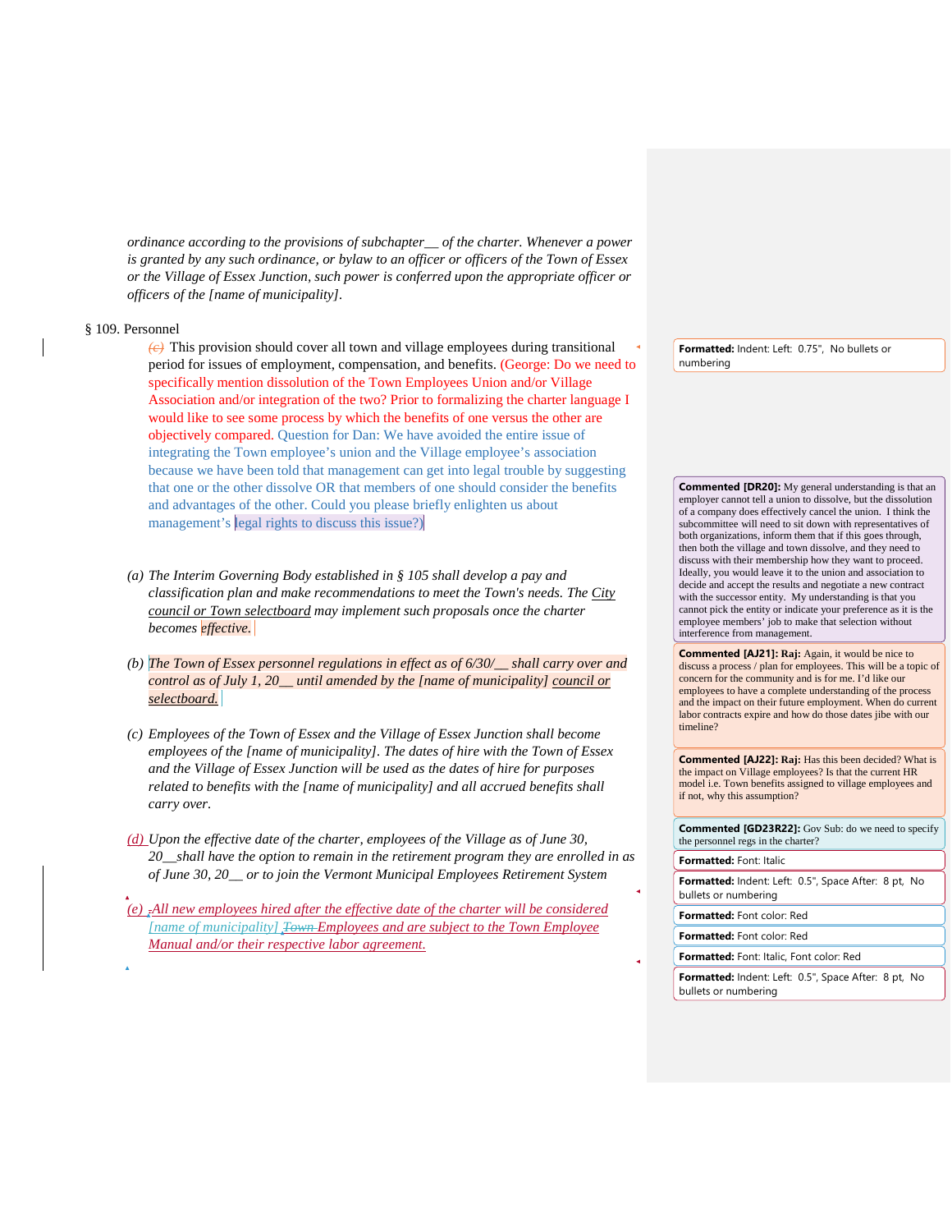*ordinance according to the provisions of subchapter__ of the charter. Whenever a power is granted by any such ordinance, or bylaw to an officer or officers of the Town of Essex or the Village of Essex Junction, such power is conferred upon the appropriate officer or officers of the [name of municipality].*

§ 109. Personnel

~~*(c)*~~ This provision should cover all town and village employees during transitional period for issues of employment, compensation, and benefits. (George: Do we need to specifically mention dissolution of the Town Employees Union and/or Village Association and/or integration of the two? Prior to formalizing the charter language I would like to see some process by which the benefits of one versus the other are objectively compared. Question for Dan: We have avoided the entire issue of integrating the Town employee's union and the Village employee's association because we have been told that management can get into legal trouble by suggesting that one or the other dissolve OR that members of one should consider the benefits and advantages of the other. Could you please briefly enlighten us about management's legal rights to discuss this issue?)

*(a) The Interim Governing Body established in § 105 shall develop a pay and classification plan and make recommendations to meet the Town's needs. The City council or Town selectboard may implement such proposals once the charter becomes effective.*

*(b) The Town of Essex personnel regulations in effect as of 6/30/__ shall carry over and control as of July 1, 20__ until amended by the [name of municipality] council or selectboard.*

*(c) Employees of the Town of Essex and the Village of Essex Junction shall become employees of the [name of municipality]. The dates of hire with the Town of Essex and the Village of Essex Junction will be used as the dates of hire for purposes related to benefits with the [name of municipality] and all accrued benefits shall carry over.*

*(d) Upon the effective date of the charter, employees of the Village as of June 30, 20__shall have the option to remain in the retirement program they are enrolled in as of June 30, 20__ or to join the Vermont Municipal Employees Retirement System*

*(e) All new employees hired after the effective date of the charter will be considered [name of municipality] ~~Town~~ Employees and are subject to the Town Employee Manual and/or their respective labor agreement.*

---

Formatted: Indent: Left: 0.75", No bullets or numbering

**Commented [DR20]:** My general understanding is that an employer cannot tell a union to dissolve, but the dissolution of a company does effectively cancel the union. I think the subcommittee will need to sit down with representatives of both organizations, inform them that if this goes through, then both the village and town dissolve, and they need to discuss with their membership how they want to proceed. Ideally, you would leave it to the union and association to decide and accept the results and negotiate a new contract with the successor entity. My understanding is that you cannot pick the entity or indicate your preference as it is the employee members' job to make that selection without interference from management.

**Commented [AJ21]:** Raj: Again, it would be nice to discuss a process / plan for employees. This will be a topic of concern for the community and is for me. I'd like our employees to have a complete understanding of the process and the impact on their future employment. When do current labor contracts expire and how do those dates jibe with our timeline?

**Commented [AJ22]:** Raj: Has this been decided? What is the impact on Village employees? Is that the current HR model i.e. Town benefits assigned to village employees and if not, why this assumption?

**Commented [GD23R22]:** Gov Sub: do we need to specify the personnel regs in the charter?

Formatted: Font: Italic

Formatted: Indent: Left: 0.5", Space After: 8 pt, No bullets or numbering

Formatted: Font color: Red

Formatted: Font color: Red

Formatted: Font: Italic, Font color: Red

Formatted: Indent: Left: 0.5", Space After: 8 pt, No bullets or numbering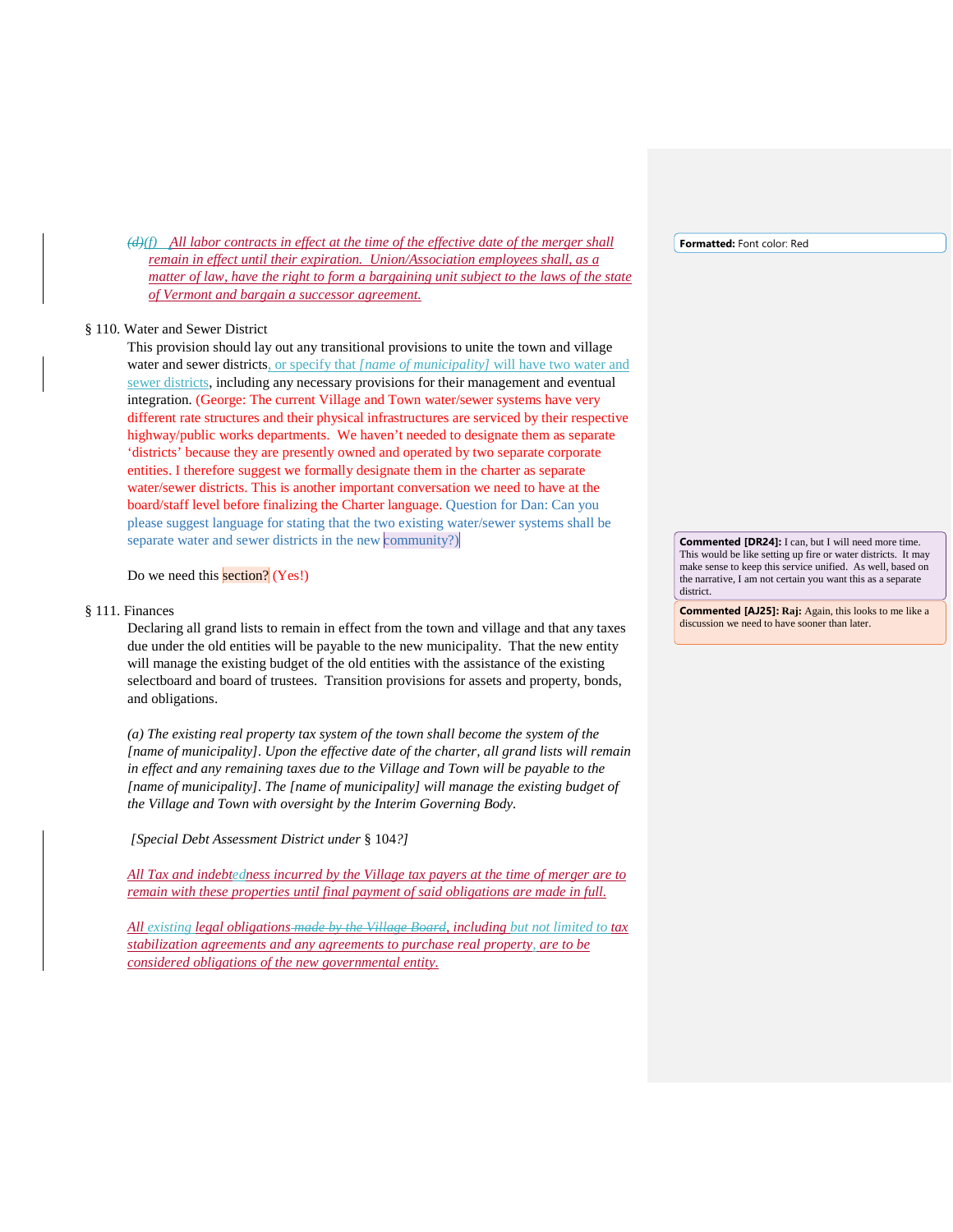~~(d)~~(f) *All labor contracts in effect at the time of the effective date of the merger shall remain in effect until their expiration. Union/Association employees shall, as a matter of law, have the right to form a bargaining unit subject to the laws of the state of Vermont and bargain a successor agreement.*

Formatted: Font color: Red

§ 110. Water and Sewer District

This provision should lay out any transitional provisions to unite the town and village water and sewer districts, or specify that *[name of municipality]* will have two water and sewer districts, including any necessary provisions for their management and eventual integration. (George: The current Village and Town water/sewer systems have very different rate structures and their physical infrastructures are serviced by their respective highway/public works departments. We haven't needed to designate them as separate 'districts' because they are presently owned and operated by two separate corporate entities. I therefore suggest we formally designate them in the charter as separate water/sewer districts. This is another important conversation we need to have at the board/staff level before finalizing the Charter language. Question for Dan: Can you please suggest language for stating that the two existing water/sewer systems shall be separate water and sewer districts in the new community?)

**Commented [DR24]:** I can, but I will need more time. This would be like setting up fire or water districts. It may make sense to keep this service unified. As well, based on the narrative, I am not certain you want this as a separate district.

Do we need this section? (Yes!)

**Commented [AJ25]:** **Raj:** Again, this looks to me like a discussion we need to have sooner than later.

§ 111. Finances

Declaring all grand lists to remain in effect from the town and village and that any taxes due under the old entities will be payable to the new municipality. That the new entity will manage the existing budget of the old entities with the assistance of the existing selectboard and board of trustees. Transition provisions for assets and property, bonds, and obligations.

*(a) The existing real property tax system of the town shall become the system of the [name of municipality]. Upon the effective date of the charter, all grand lists will remain in effect and any remaining taxes due to the Village and Town will be payable to the [name of municipality]. The [name of municipality] will manage the existing budget of the Village and Town with oversight by the Interim Governing Body.*

*[Special Debt Assessment District under* § 104*?]*

*All Tax and indebtedness incurred by the Village tax payers at the time of merger are to remain with these properties until final payment of said obligations are made in full.*

*All existing legal obligations ~~made by the Village Board~~, including but not limited to tax stabilization agreements and any agreements to purchase real property, are to be considered obligations of the new governmental entity.*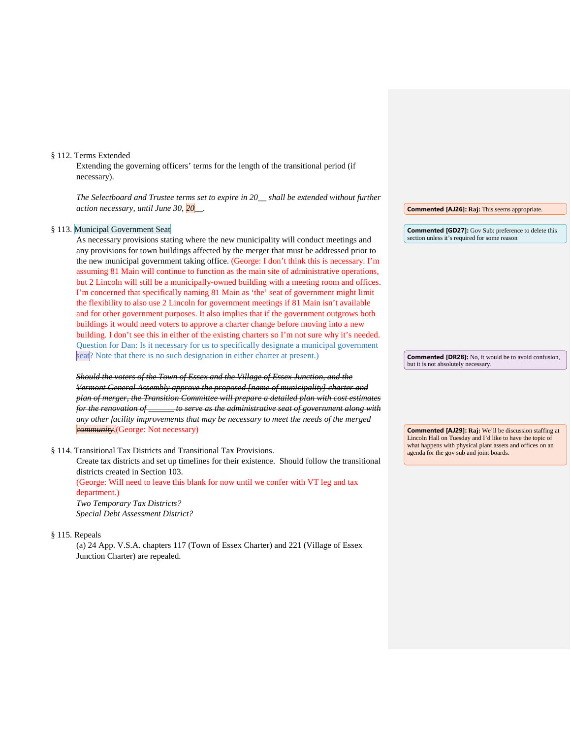§ 112. Terms Extended

Extending the governing officers' terms for the length of the transitional period (if necessary).

*The Selectboard and Trustee terms set to expire in 20__ shall be extended without further action necessary, until June 30, 20__.*

§ 113. Municipal Government Seat

As necessary provisions stating where the new municipality will conduct meetings and any provisions for town buildings affected by the merger that must be addressed prior to the new municipal government taking office. (George: I don't think this is necessary. I'm assuming 81 Main will continue to function as the main site of administrative operations, but 2 Lincoln will still be a municipally-owned building with a meeting room and offices. I'm concerned that specifically naming 81 Main as 'the' seat of government might limit the flexibility to also use 2 Lincoln for government meetings if 81 Main isn't available and for other government purposes. It also implies that if the government outgrows both buildings it would need voters to approve a charter change before moving into a new building. I don't see this in either of the existing charters so I'm not sure why it's needed. Question for Dan: Is it necessary for us to specifically designate a municipal government seat? Note that there is no such designation in either charter at present.)

~~*Should the voters of the Town of Essex and the Village of Essex Junction, and the Vermont General Assembly approve the proposed [name of municipality] charter and plan of merger, the Transition Committee will prepare a detailed plan with cost estimates for the renovation of ______ to serve as the administrative seat of government along with any other facility improvements that may be necessary to meet the needs of the merged community.*~~ (George: Not necessary)

§ 114. Transitional Tax Districts and Transitional Tax Provisions.

Create tax districts and set up timelines for their existence. Should follow the transitional districts created in Section 103.

(George: Will need to leave this blank for now until we confer with VT leg and tax department.)

*Two Temporary Tax Districts?*

*Special Debt Assessment District?*

§ 115. Repeals

(a) 24 App. V.S.A. chapters 117 (Town of Essex Charter) and 221 (Village of Essex Junction Charter) are repealed.

**Commented [AJ26]: Raj:** This seems appropriate.

**Commented [GD27]:** Gov Sub: preference to delete this section unless it's required for some reason

**Commented [DR28]:** No, it would be to avoid confusion, but it is not absolutely necessary.

**Commented [AJ29]: Raj:** We'll be discussion staffing at Lincoln Hall on Tuesday and I'd like to have the topic of what happens with physical plant assets and offices on an agenda for the gov sub and joint boards.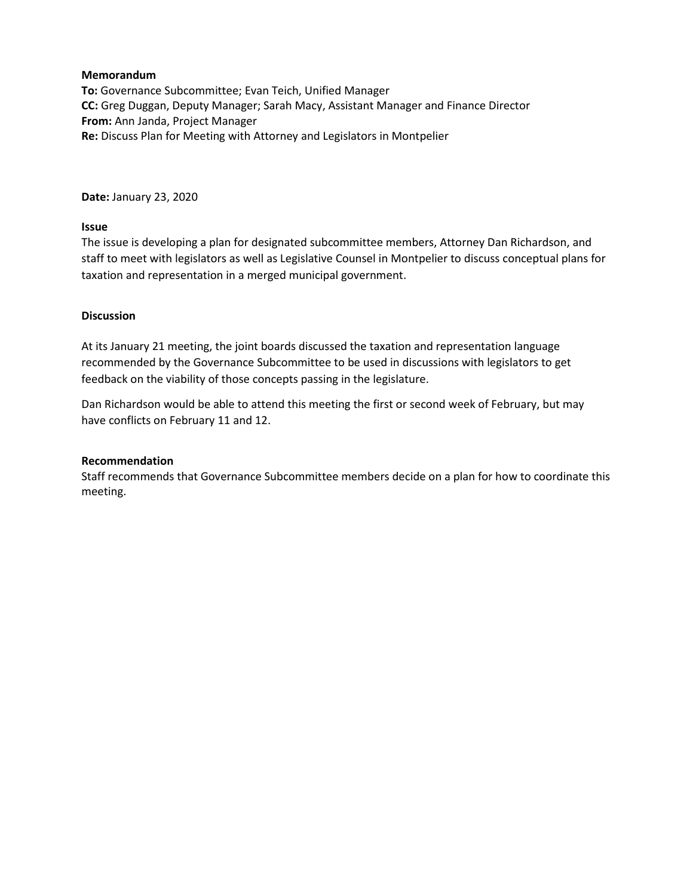**Memorandum**
**To:** Governance Subcommittee; Evan Teich, Unified Manager
**CC:** Greg Duggan, Deputy Manager; Sarah Macy, Assistant Manager and Finance Director
**From:** Ann Janda, Project Manager
**Re:** Discuss Plan for Meeting with Attorney and Legislators in Montpelier

**Date:** January 23, 2020

**Issue**

The issue is developing a plan for designated subcommittee members, Attorney Dan Richardson, and staff to meet with legislators as well as Legislative Counsel in Montpelier to discuss conceptual plans for taxation and representation in a merged municipal government.

**Discussion**

At its January 21 meeting, the joint boards discussed the taxation and representation language recommended by the Governance Subcommittee to be used in discussions with legislators to get feedback on the viability of those concepts passing in the legislature.

Dan Richardson would be able to attend this meeting the first or second week of February, but may have conflicts on February 11 and 12.

**Recommendation**

Staff recommends that Governance Subcommittee members decide on a plan for how to coordinate this meeting.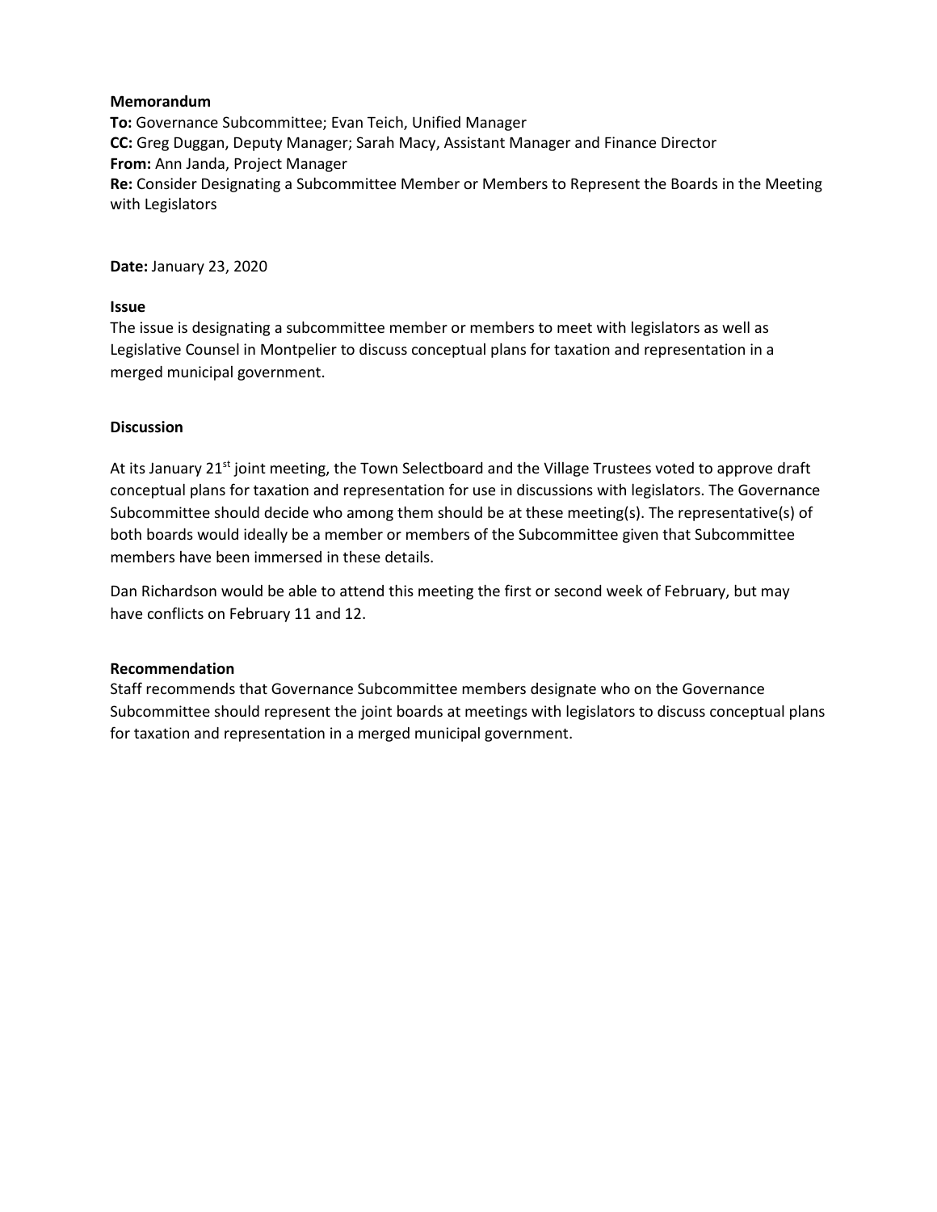**Memorandum**
**To:** Governance Subcommittee; Evan Teich, Unified Manager
**CC:** Greg Duggan, Deputy Manager; Sarah Macy, Assistant Manager and Finance Director
**From:** Ann Janda, Project Manager
**Re:** Consider Designating a Subcommittee Member or Members to Represent the Boards in the Meeting with Legislators

**Date:** January 23, 2020

**Issue**

The issue is designating a subcommittee member or members to meet with legislators as well as Legislative Counsel in Montpelier to discuss conceptual plans for taxation and representation in a merged municipal government.

**Discussion**

At its January 21st joint meeting, the Town Selectboard and the Village Trustees voted to approve draft conceptual plans for taxation and representation for use in discussions with legislators. The Governance Subcommittee should decide who among them should be at these meeting(s). The representative(s) of both boards would ideally be a member or members of the Subcommittee given that Subcommittee members have been immersed in these details.

Dan Richardson would be able to attend this meeting the first or second week of February, but may have conflicts on February 11 and 12.

**Recommendation**

Staff recommends that Governance Subcommittee members designate who on the Governance Subcommittee should represent the joint boards at meetings with legislators to discuss conceptual plans for taxation and representation in a merged municipal government.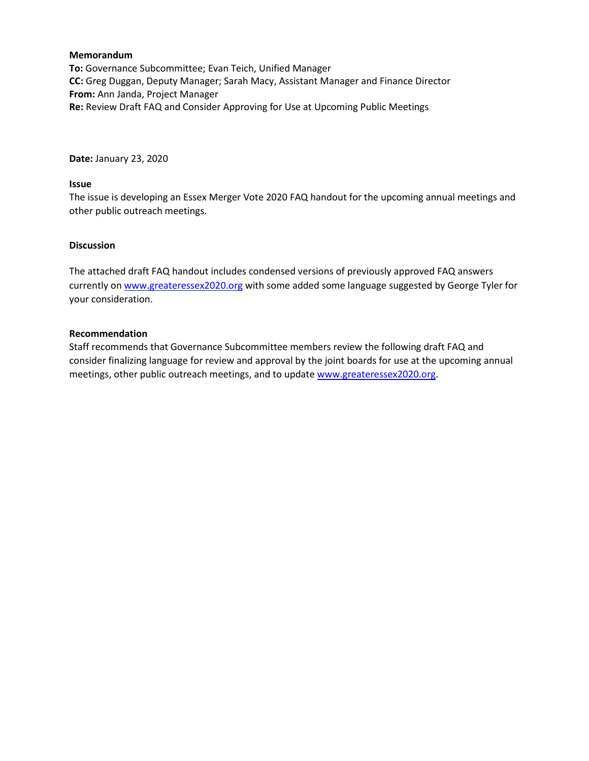**Memorandum**

**To:** Governance Subcommittee; Evan Teich, Unified Manager

**CC:** Greg Duggan, Deputy Manager; Sarah Macy, Assistant Manager and Finance Director

**From:** Ann Janda, Project Manager

**Re:** Review Draft FAQ and Consider Approving for Use at Upcoming Public Meetings

**Date:** January 23, 2020

**Issue**

The issue is developing an Essex Merger Vote 2020 FAQ handout for the upcoming annual meetings and other public outreach meetings.

**Discussion**

The attached draft FAQ handout includes condensed versions of previously approved FAQ answers currently on [www.greateressex2020.org](www.greateressex2020.org) with some added some language suggested by George Tyler for your consideration.

**Recommendation**

Staff recommends that Governance Subcommittee members review the following draft FAQ and consider finalizing language for review and approval by the joint boards for use at the upcoming annual meetings, other public outreach meetings, and to update [www.greateressex2020.org](www.greateressex2020.org).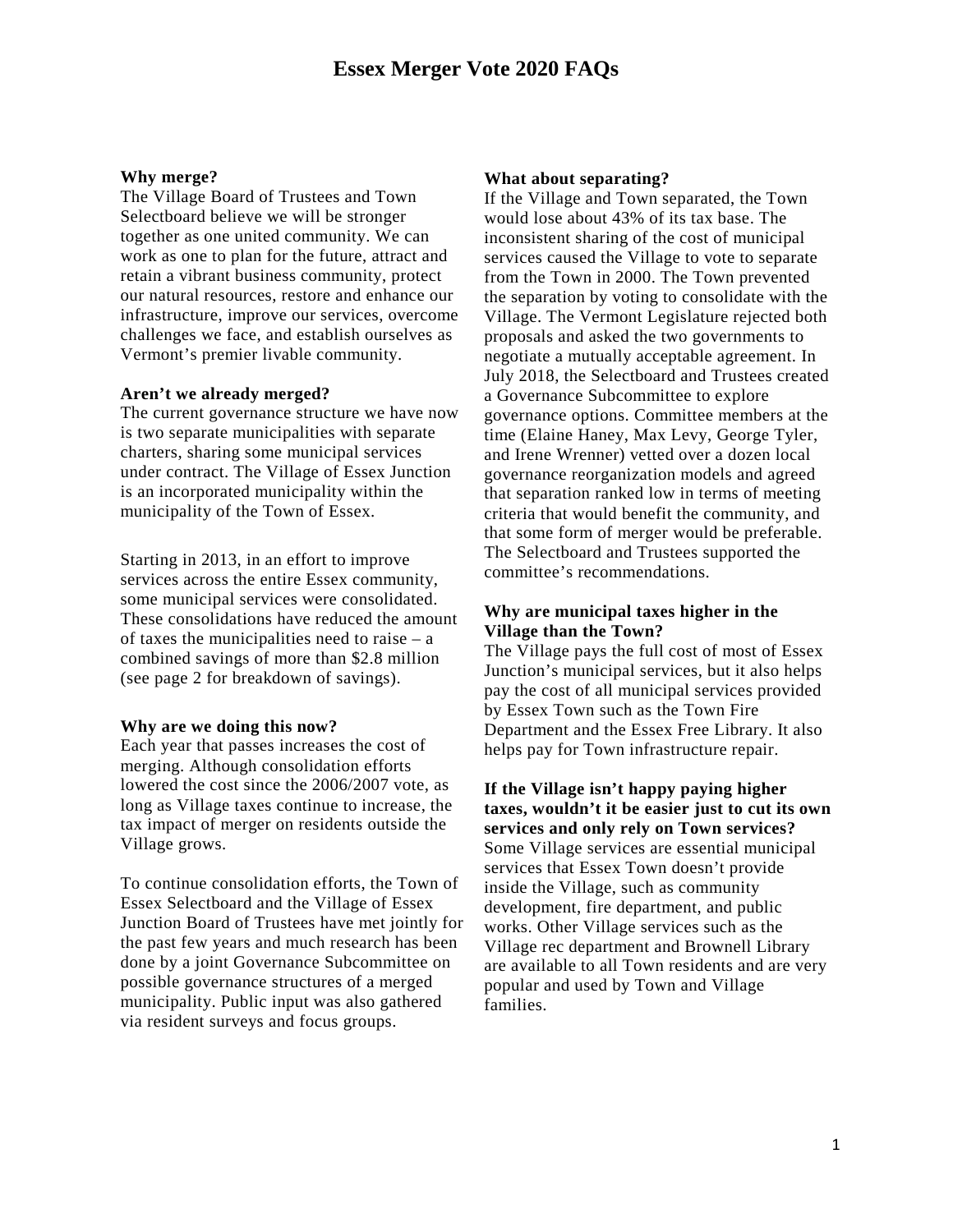# Essex Merger Vote 2020 FAQs

**Why merge?**
The Village Board of Trustees and Town Selectboard believe we will be stronger together as one united community. We can work as one to plan for the future, attract and retain a vibrant business community, protect our natural resources, restore and enhance our infrastructure, improve our services, overcome challenges we face, and establish ourselves as Vermont's premier livable community.

**Aren't we already merged?**
The current governance structure we have now is two separate municipalities with separate charters, sharing some municipal services under contract. The Village of Essex Junction is an incorporated municipality within the municipality of the Town of Essex.

Starting in 2013, in an effort to improve services across the entire Essex community, some municipal services were consolidated. These consolidations have reduced the amount of taxes the municipalities need to raise – a combined savings of more than $2.8 million (see page 2 for breakdown of savings).

**Why are we doing this now?**
Each year that passes increases the cost of merging. Although consolidation efforts lowered the cost since the 2006/2007 vote, as long as Village taxes continue to increase, the tax impact of merger on residents outside the Village grows.

To continue consolidation efforts, the Town of Essex Selectboard and the Village of Essex Junction Board of Trustees have met jointly for the past few years and much research has been done by a joint Governance Subcommittee on possible governance structures of a merged municipality. Public input was also gathered via resident surveys and focus groups.

**What about separating?**
If the Village and Town separated, the Town would lose about 43% of its tax base. The inconsistent sharing of the cost of municipal services caused the Village to vote to separate from the Town in 2000. The Town prevented the separation by voting to consolidate with the Village. The Vermont Legislature rejected both proposals and asked the two governments to negotiate a mutually acceptable agreement. In July 2018, the Selectboard and Trustees created a Governance Subcommittee to explore governance options. Committee members at the time (Elaine Haney, Max Levy, George Tyler, and Irene Wrenner) vetted over a dozen local governance reorganization models and agreed that separation ranked low in terms of meeting criteria that would benefit the community, and that some form of merger would be preferable. The Selectboard and Trustees supported the committee's recommendations.

**Why are municipal taxes higher in the Village than the Town?**
The Village pays the full cost of most of Essex Junction's municipal services, but it also helps pay the cost of all municipal services provided by Essex Town such as the Town Fire Department and the Essex Free Library. It also helps pay for Town infrastructure repair.

**If the Village isn't happy paying higher taxes, wouldn't it be easier just to cut its own services and only rely on Town services?**
Some Village services are essential municipal services that Essex Town doesn't provide inside the Village, such as community development, fire department, and public works. Other Village services such as the Village rec department and Brownell Library are available to all Town residents and are very popular and used by Town and Village families.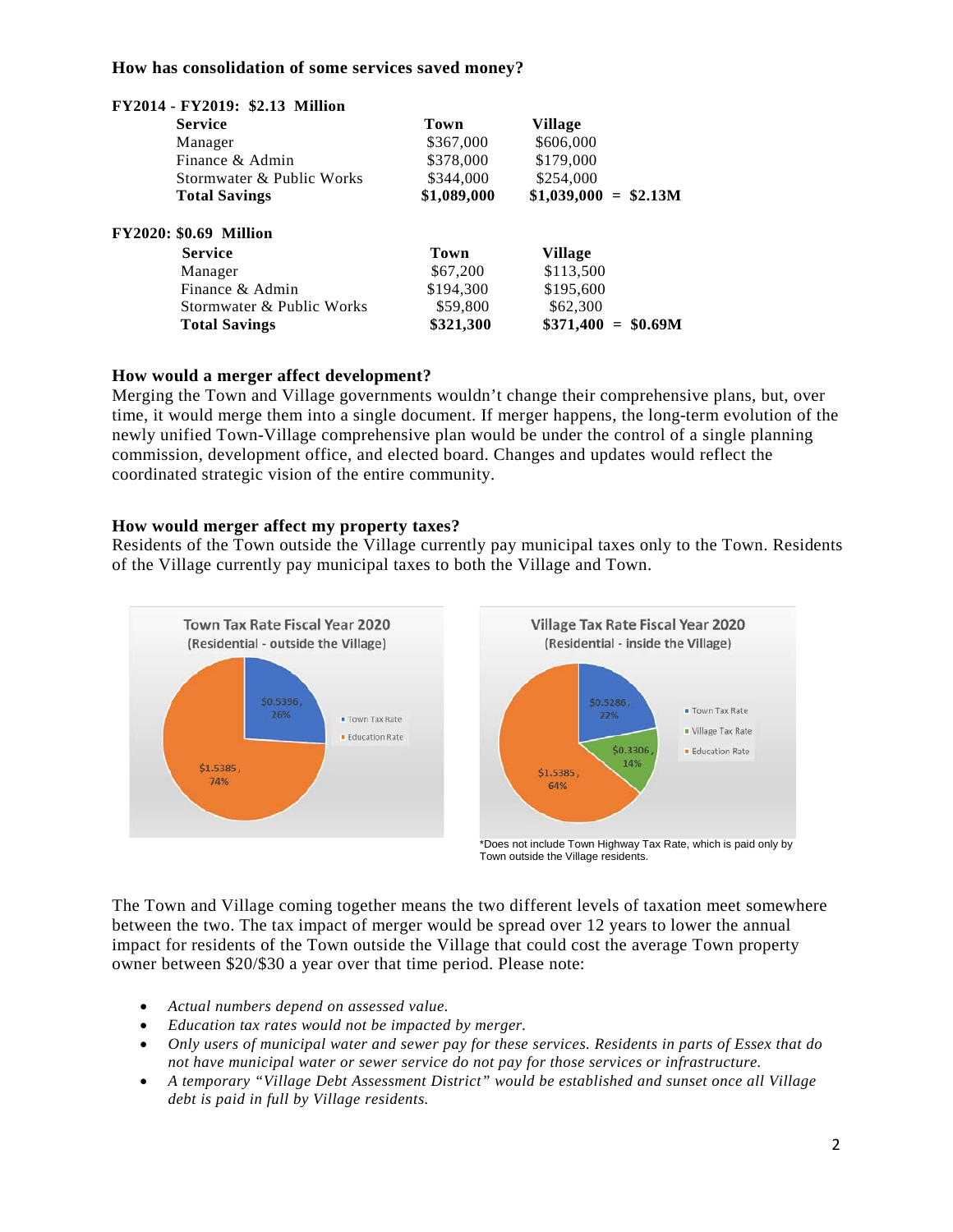**How has consolidation of some services saved money?**

**FY2014 - FY2019: $2.13 Million**

| Service | Town | Village | |
|---|---|---|---|
| Manager | $367,000 | $606,000 | |
| Finance & Admin | $378,000 | $179,000 | |
| Stormwater & Public Works | $344,000 | $254,000 | |
| **Total Savings** | **$1,089,000** | **$1,039,000** | **= $2.13M** |

**FY2020: $0.69 Million**

| Service | Town | Village | |
|---|---|---|---|
| Manager | $67,200 | $113,500 | |
| Finance & Admin | $194,300 | $195,600 | |
| Stormwater & Public Works | $59,800 | $62,300 | |
| **Total Savings** | **$321,300** | **$371,400** | **= $0.69M** |

**How would a merger affect development?**

Merging the Town and Village governments wouldn't change their comprehensive plans, but, over time, it would merge them into a single document. If merger happens, the long-term evolution of the newly unified Town-Village comprehensive plan would be under the control of a single planning commission, development office, and elected board. Changes and updates would reflect the coordinated strategic vision of the entire community.

**How would merger affect my property taxes?**

Residents of the Town outside the Village currently pay municipal taxes only to the Town. Residents of the Village currently pay municipal taxes to both the Village and Town.

**Town Tax Rate Fiscal Year 2020 (Residential - outside the Village)**

| Component | Rate | Share |
|---|---|---|
| Town Tax Rate | $0.5396 | 26% |
| Education Rate | $1.5385 | 74% |

**Village Tax Rate Fiscal Year 2020 (Residential - inside the Village)**

| Component | Rate | Share |
|---|---|---|
| Town Tax Rate | $0.5286 | 22% |
| Village Tax Rate | $0.3306 | 14% |
| Education Rate | $1.5385 | 64% |

*Does not include Town Highway Tax Rate, which is paid only by Town outside the Village residents.

The Town and Village coming together means the two different levels of taxation meet somewhere between the two. The tax impact of merger would be spread over 12 years to lower the annual impact for residents of the Town outside the Village that could cost the average Town property owner between $20/$30 a year over that time period. Please note:

- *Actual numbers depend on assessed value.*
- *Education tax rates would not be impacted by merger.*
- *Only users of municipal water and sewer pay for these services. Residents in parts of Essex that do not have municipal water or sewer service do not pay for those services or infrastructure.*
- *A temporary "Village Debt Assessment District" would be established and sunset once all Village debt is paid in full by Village residents.*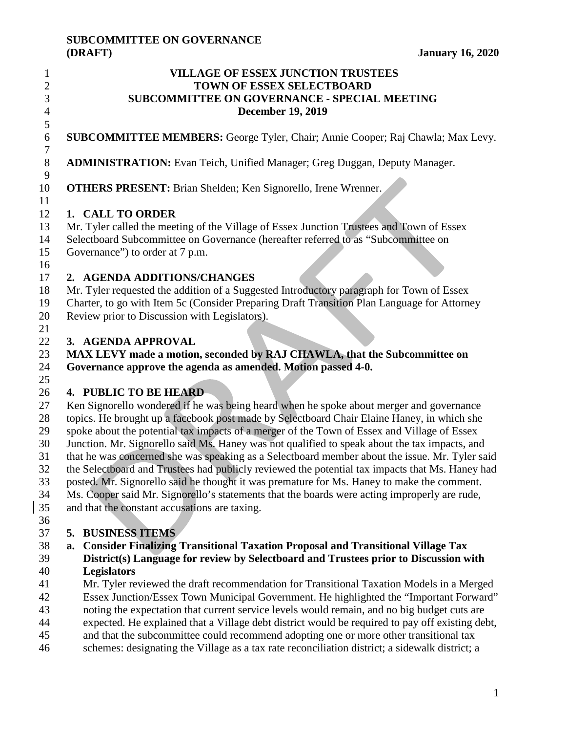# VILLAGE OF ESSEX JUNCTION TRUSTEES
# TOWN OF ESSEX SELECTBOARD
# SUBCOMMITTEE ON GOVERNANCE - SPECIAL MEETING
# December 19, 2019

**SUBCOMMITTEE MEMBERS:** George Tyler, Chair; Annie Cooper; Raj Chawla; Max Levy.

**ADMINISTRATION:** Evan Teich, Unified Manager; Greg Duggan, Deputy Manager.

**OTHERS PRESENT:** Brian Shelden; Ken Signorello, Irene Wrenner.

## 1. CALL TO ORDER

Mr. Tyler called the meeting of the Village of Essex Junction Trustees and Town of Essex Selectboard Subcommittee on Governance (hereafter referred to as "Subcommittee on Governance") to order at 7 p.m.

## 2. AGENDA ADDITIONS/CHANGES

Mr. Tyler requested the addition of a Suggested Introductory paragraph for Town of Essex Charter, to go with Item 5c (Consider Preparing Draft Transition Plan Language for Attorney Review prior to Discussion with Legislators).

## 3. AGENDA APPROVAL

**MAX LEVY made a motion, seconded by RAJ CHAWLA, that the Subcommittee on Governance approve the agenda as amended. Motion passed 4-0.**

## 4. PUBLIC TO BE HEARD

Ken Signorello wondered if he was being heard when he spoke about merger and governance topics. He brought up a facebook post made by Selectboard Chair Elaine Haney, in which she spoke about the potential tax impacts of a merger of the Town of Essex and Village of Essex Junction. Mr. Signorello said Ms. Haney was not qualified to speak about the tax impacts, and that he was concerned she was speaking as a Selectboard member about the issue. Mr. Tyler said the Selectboard and Trustees had publicly reviewed the potential tax impacts that Ms. Haney had posted. Mr. Signorello said he thought it was premature for Ms. Haney to make the comment. Ms. Cooper said Mr. Signorello's statements that the boards were acting improperly are rude, and that the constant accusations are taxing.

## 5. BUSINESS ITEMS

**a. Consider Finalizing Transitional Taxation Proposal and Transitional Village Tax District(s) Language for review by Selectboard and Trustees prior to Discussion with Legislators**

Mr. Tyler reviewed the draft recommendation for Transitional Taxation Models in a Merged Essex Junction/Essex Town Municipal Government. He highlighted the "Important Forward" noting the expectation that current service levels would remain, and no big budget cuts are expected. He explained that a Village debt district would be required to pay off existing debt, and that the subcommittee could recommend adopting one or more other transitional tax schemes: designating the Village as a tax rate reconciliation district; a sidewalk district; a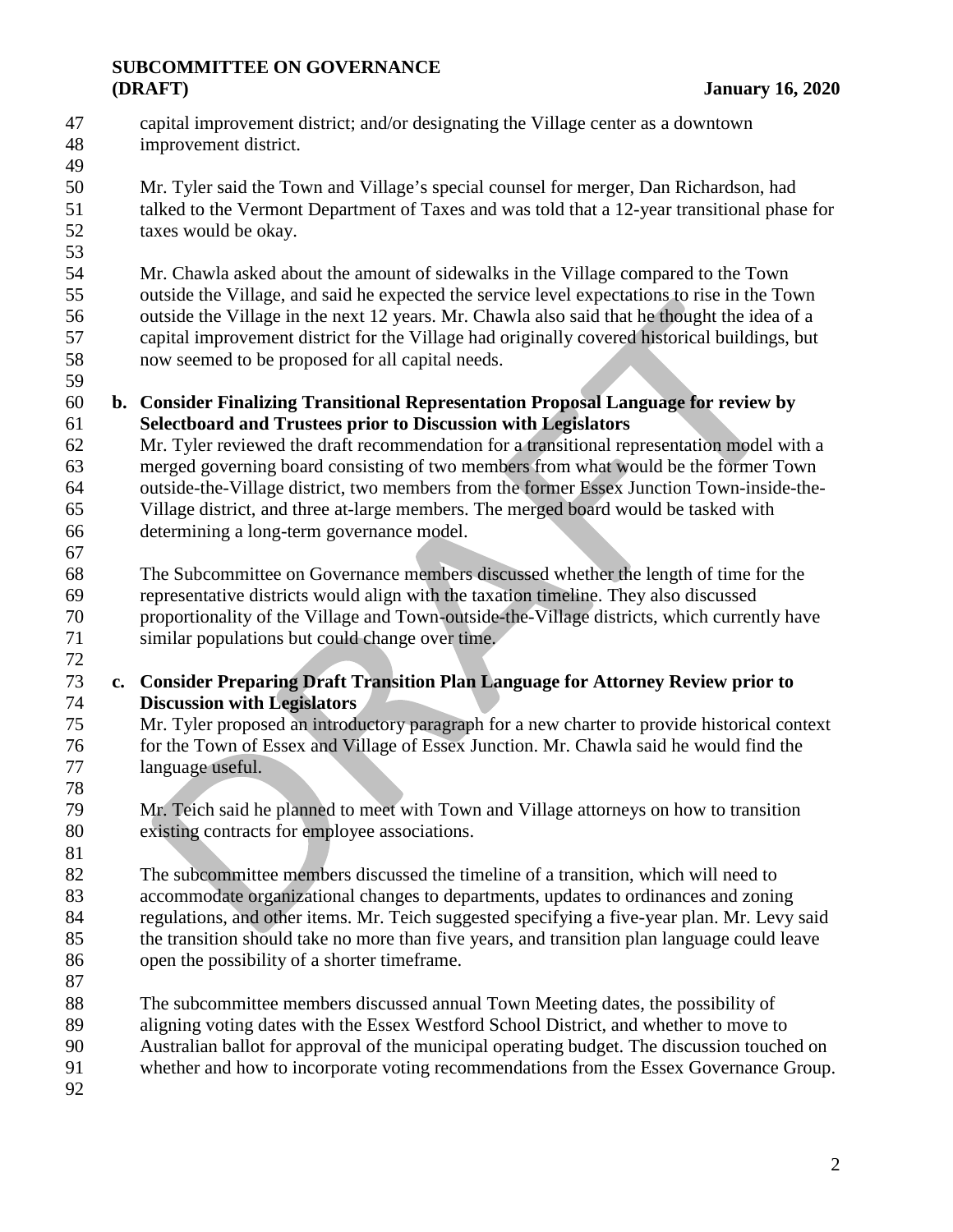capital improvement district; and/or designating the Village center as a downtown improvement district.

Mr. Tyler said the Town and Village's special counsel for merger, Dan Richardson, had talked to the Vermont Department of Taxes and was told that a 12-year transitional phase for taxes would be okay.

Mr. Chawla asked about the amount of sidewalks in the Village compared to the Town outside the Village, and said he expected the service level expectations to rise in the Town outside the Village in the next 12 years. Mr. Chawla also said that he thought the idea of a capital improvement district for the Village had originally covered historical buildings, but now seemed to be proposed for all capital needs.

**b. Consider Finalizing Transitional Representation Proposal Language for review by Selectboard and Trustees prior to Discussion with Legislators**

Mr. Tyler reviewed the draft recommendation for a transitional representation model with a merged governing board consisting of two members from what would be the former Town outside-the-Village district, two members from the former Essex Junction Town-inside-the-Village district, and three at-large members. The merged board would be tasked with determining a long-term governance model.

The Subcommittee on Governance members discussed whether the length of time for the representative districts would align with the taxation timeline. They also discussed proportionality of the Village and Town-outside-the-Village districts, which currently have similar populations but could change over time.

**c. Consider Preparing Draft Transition Plan Language for Attorney Review prior to Discussion with Legislators**

Mr. Tyler proposed an introductory paragraph for a new charter to provide historical context for the Town of Essex and Village of Essex Junction. Mr. Chawla said he would find the language useful.

Mr. Teich said he planned to meet with Town and Village attorneys on how to transition existing contracts for employee associations.

The subcommittee members discussed the timeline of a transition, which will need to accommodate organizational changes to departments, updates to ordinances and zoning regulations, and other items. Mr. Teich suggested specifying a five-year plan. Mr. Levy said the transition should take no more than five years, and transition plan language could leave open the possibility of a shorter timeframe.

The subcommittee members discussed annual Town Meeting dates, the possibility of aligning voting dates with the Essex Westford School District, and whether to move to Australian ballot for approval of the municipal operating budget. The discussion touched on whether and how to incorporate voting recommendations from the Essex Governance Group.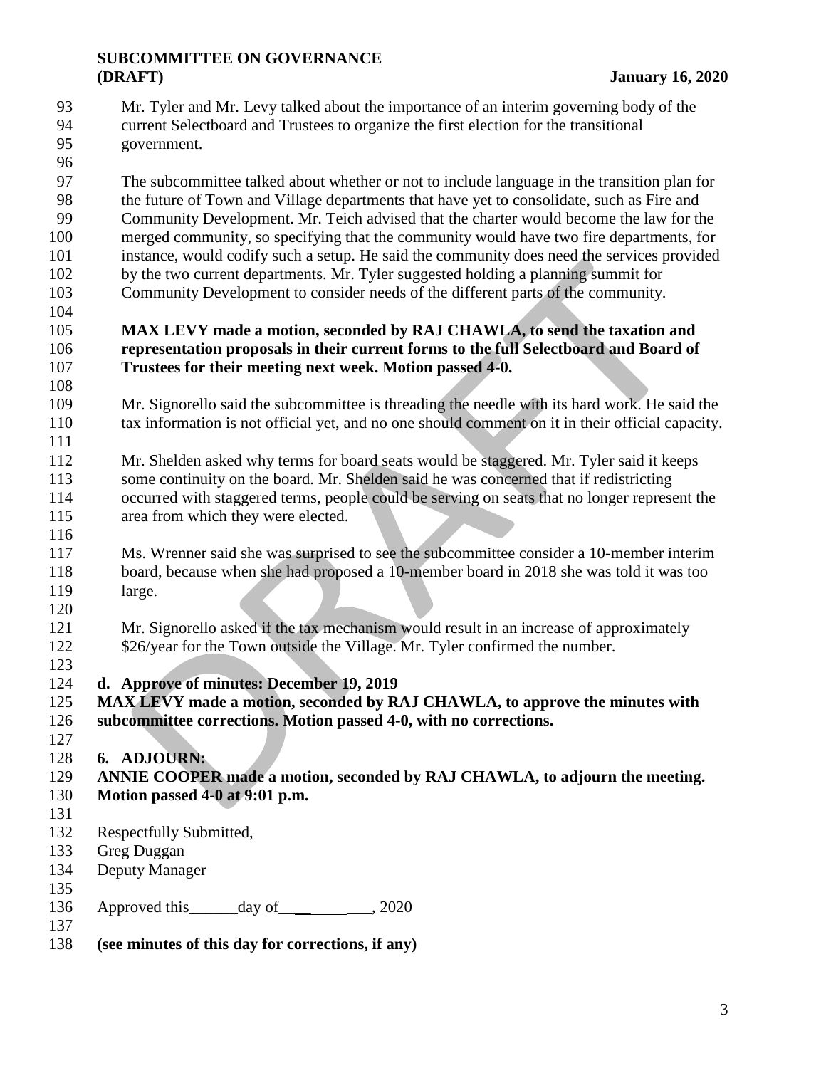Mr. Tyler and Mr. Levy talked about the importance of an interim governing body of the current Selectboard and Trustees to organize the first election for the transitional government.

The subcommittee talked about whether or not to include language in the transition plan for the future of Town and Village departments that have yet to consolidate, such as Fire and Community Development. Mr. Teich advised that the charter would become the law for the merged community, so specifying that the community would have two fire departments, for instance, would codify such a setup. He said the community does need the services provided by the two current departments. Mr. Tyler suggested holding a planning summit for Community Development to consider needs of the different parts of the community.

**MAX LEVY made a motion, seconded by RAJ CHAWLA, to send the taxation and representation proposals in their current forms to the full Selectboard and Board of Trustees for their meeting next week. Motion passed 4-0.**

Mr. Signorello said the subcommittee is threading the needle with its hard work. He said the tax information is not official yet, and no one should comment on it in their official capacity.

Mr. Shelden asked why terms for board seats would be staggered. Mr. Tyler said it keeps some continuity on the board. Mr. Shelden said he was concerned that if redistricting occurred with staggered terms, people could be serving on seats that no longer represent the area from which they were elected.

Ms. Wrenner said she was surprised to see the subcommittee consider a 10-member interim board, because when she had proposed a 10-member board in 2018 she was told it was too large.

Mr. Signorello asked if the tax mechanism would result in an increase of approximately $26/year for the Town outside the Village. Mr. Tyler confirmed the number.

**d. Approve of minutes: December 19, 2019**

**MAX LEVY made a motion, seconded by RAJ CHAWLA, to approve the minutes with subcommittee corrections. Motion passed 4-0, with no corrections.**

**6. ADJOURN:**

**ANNIE COOPER made a motion, seconded by RAJ CHAWLA, to adjourn the meeting. Motion passed 4-0 at 9:01 p.m.**

Respectfully Submitted,
Greg Duggan
Deputy Manager

Approved this______day of__________, 2020

**(see minutes of this day for corrections, if any)**